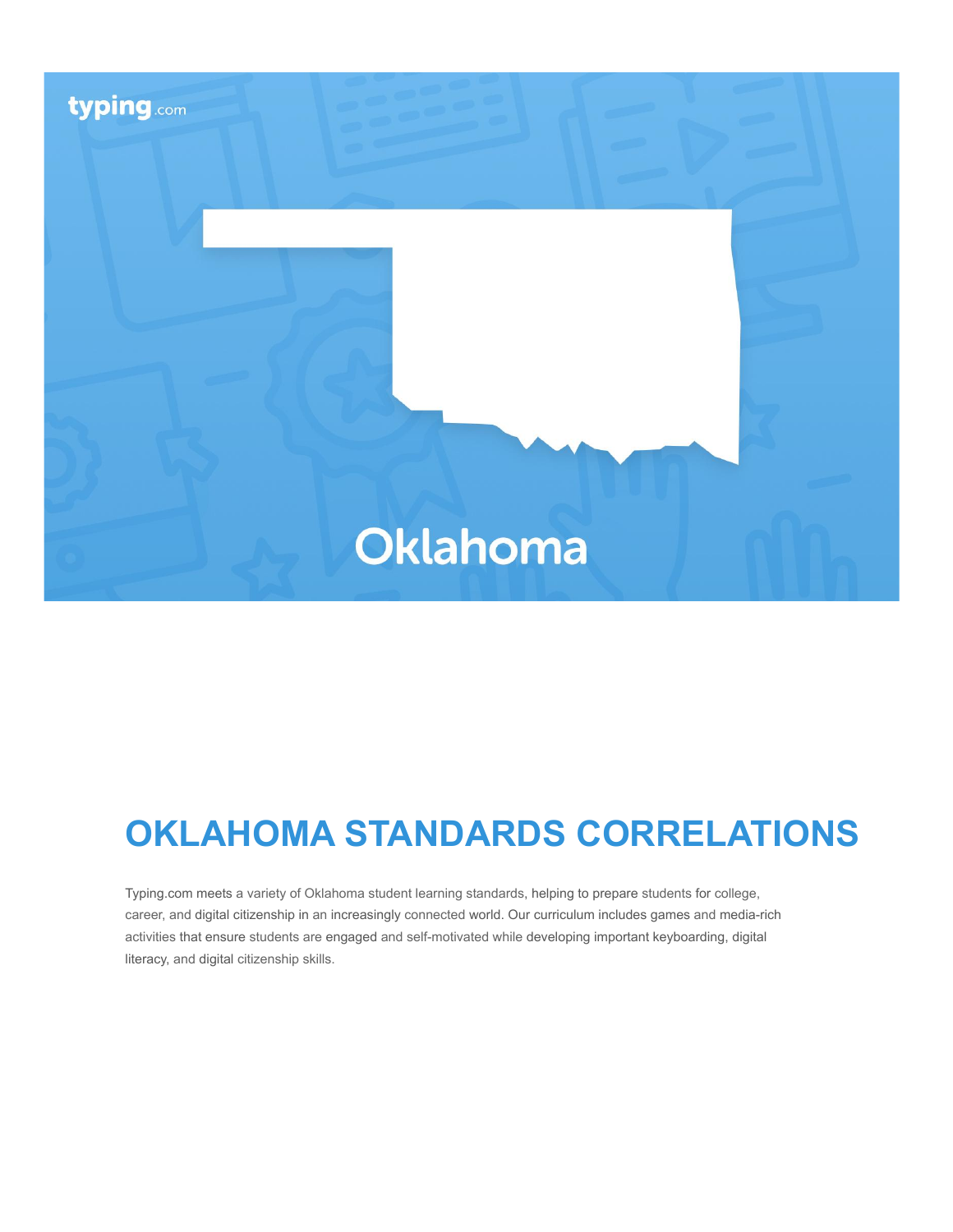typing.com

Oklahoma

# OKLAHOMA STANDARDS CORRELATIONS

Typing.com meets a variety of Oklahoma student learning standards, helping to prepare students for college, career, and digital citizenship in an increasingly connected world. Our curriculum includes games and media-rich activities that ensure students are engaged and self-motivated while developing important keyboarding, digital literacy, and digital citizenship skills.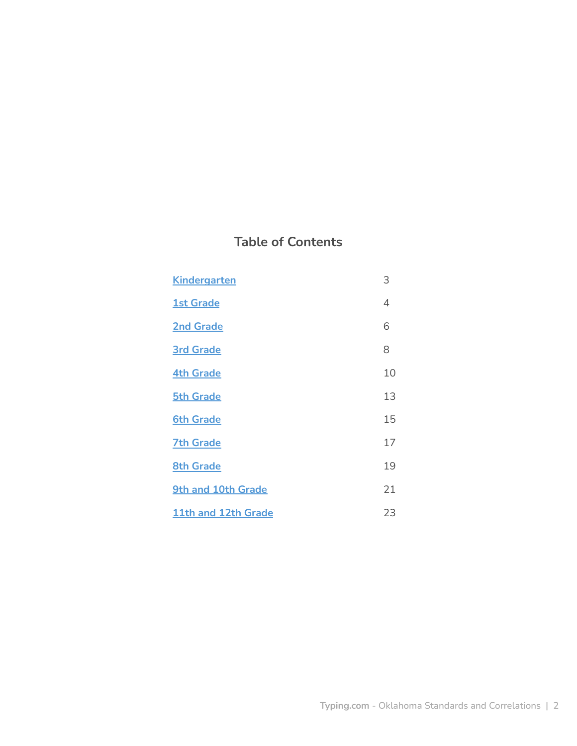## Table of Contents

| | |
|---|---|
| Kindergarten | 3 |
| 1st Grade | 4 |
| 2nd Grade | 6 |
| 3rd Grade | 8 |
| 4th Grade | 10 |
| 5th Grade | 13 |
| 6th Grade | 15 |
| 7th Grade | 17 |
| 8th Grade | 19 |
| 9th and 10th Grade | 21 |
| 11th and 12th Grade | 23 |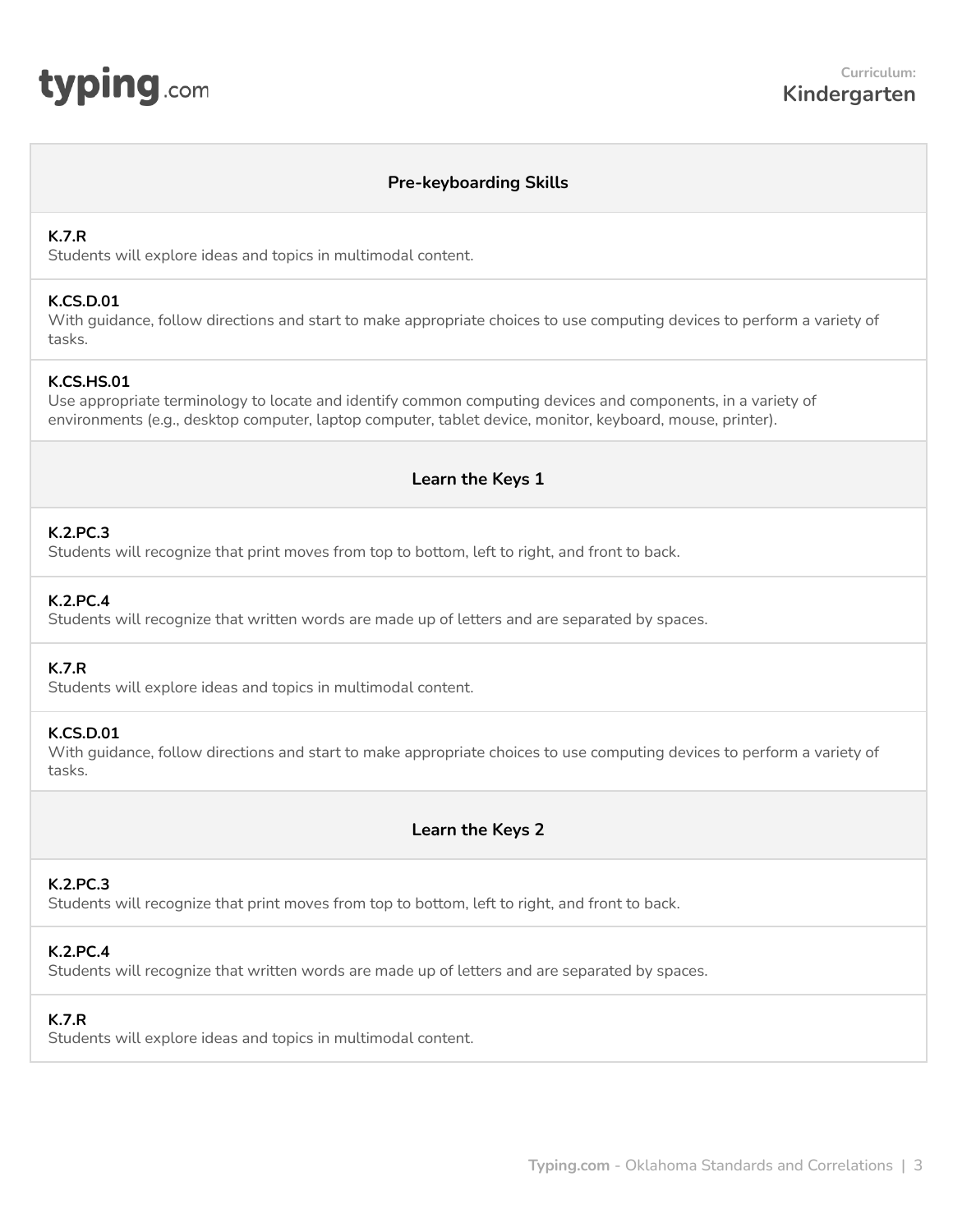**Curriculum:**
**Kindergarten**

## Pre-keyboarding Skills

**K.7.R**
Students will explore ideas and topics in multimodal content.

**K.CS.D.01**
With guidance, follow directions and start to make appropriate choices to use computing devices to perform a variety of tasks.

**K.CS.HS.01**
Use appropriate terminology to locate and identify common computing devices and components, in a variety of environments (e.g., desktop computer, laptop computer, tablet device, monitor, keyboard, mouse, printer).

## Learn the Keys 1

**K.2.PC.3**
Students will recognize that print moves from top to bottom, left to right, and front to back.

**K.2.PC.4**
Students will recognize that written words are made up of letters and are separated by spaces.

**K.7.R**
Students will explore ideas and topics in multimodal content.

**K.CS.D.01**
With guidance, follow directions and start to make appropriate choices to use computing devices to perform a variety of tasks.

## Learn the Keys 2

**K.2.PC.3**
Students will recognize that print moves from top to bottom, left to right, and front to back.

**K.2.PC.4**
Students will recognize that written words are made up of letters and are separated by spaces.

**K.7.R**
Students will explore ideas and topics in multimodal content.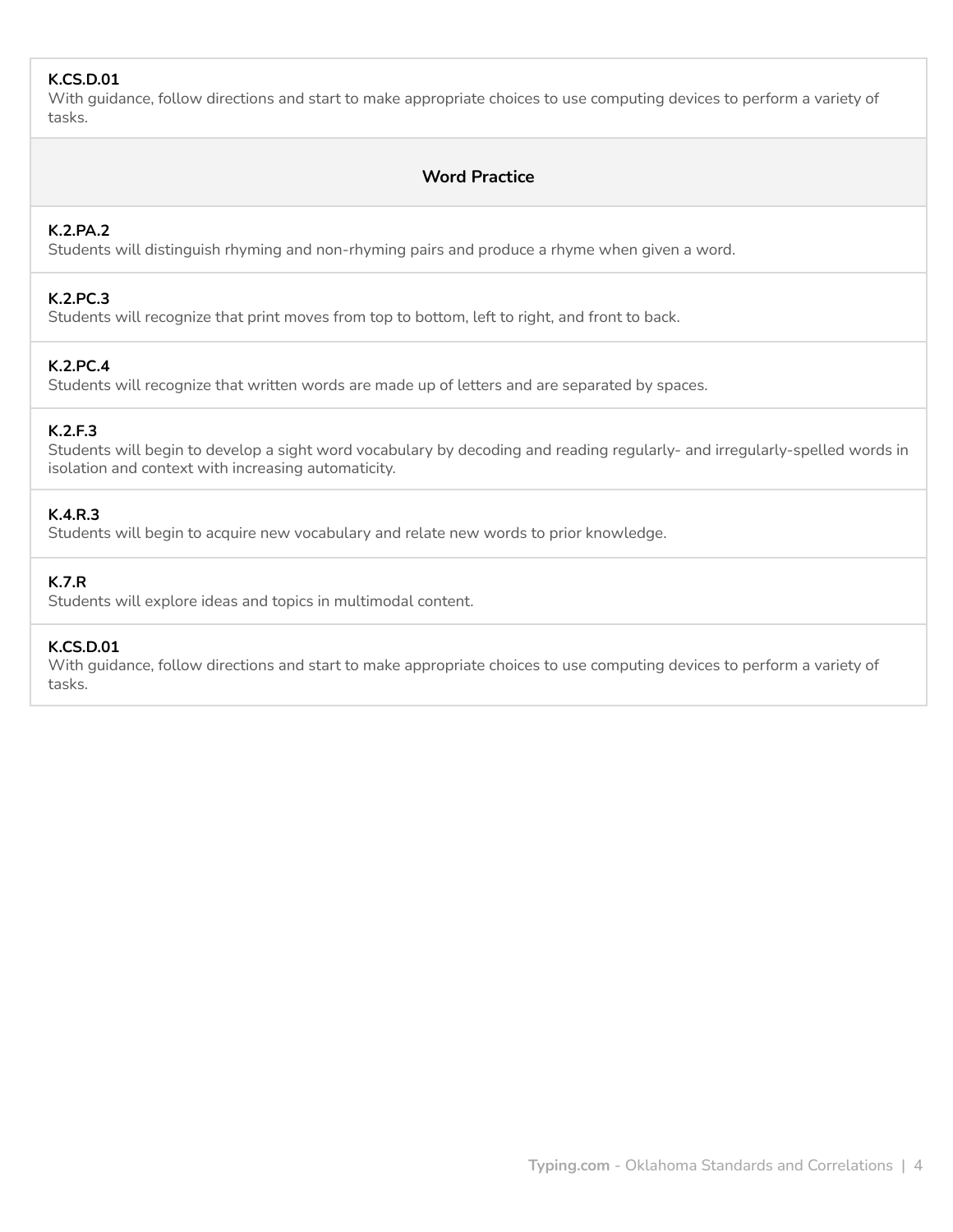**K.CS.D.01**
With guidance, follow directions and start to make appropriate choices to use computing devices to perform a variety of tasks.

### Word Practice

**K.2.PA.2**
Students will distinguish rhyming and non-rhyming pairs and produce a rhyme when given a word.

**K.2.PC.3**
Students will recognize that print moves from top to bottom, left to right, and front to back.

**K.2.PC.4**
Students will recognize that written words are made up of letters and are separated by spaces.

**K.2.F.3**
Students will begin to develop a sight word vocabulary by decoding and reading regularly- and irregularly-spelled words in isolation and context with increasing automaticity.

**K.4.R.3**
Students will begin to acquire new vocabulary and relate new words to prior knowledge.

**K.7.R**
Students will explore ideas and topics in multimodal content.

**K.CS.D.01**
With guidance, follow directions and start to make appropriate choices to use computing devices to perform a variety of tasks.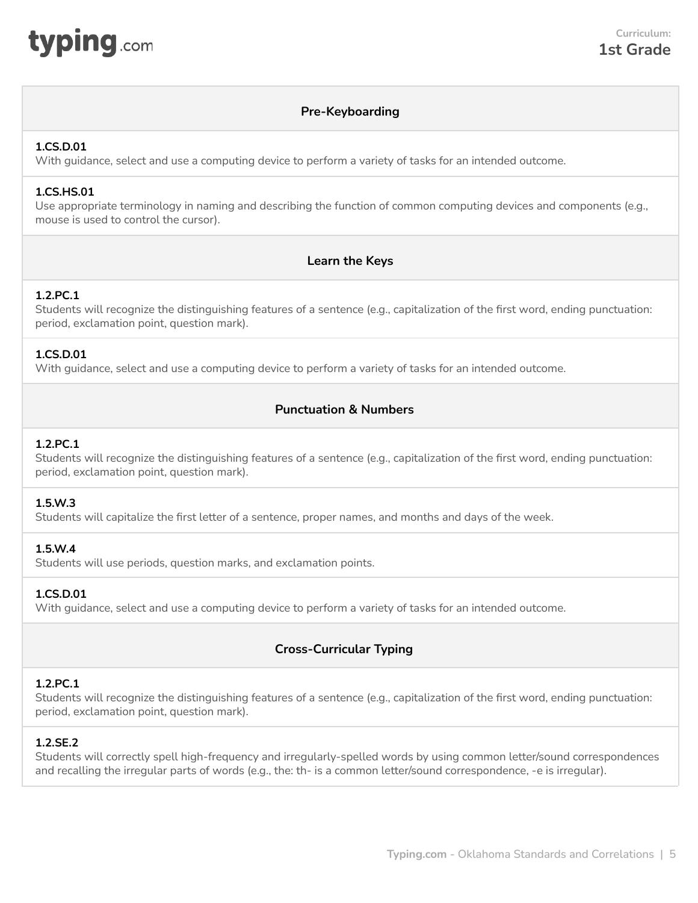**Curriculum:**
**1st Grade**

## Pre-Keyboarding

**1.CS.D.01**
With guidance, select and use a computing device to perform a variety of tasks for an intended outcome.

**1.CS.HS.01**
Use appropriate terminology in naming and describing the function of common computing devices and components (e.g., mouse is used to control the cursor).

## Learn the Keys

**1.2.PC.1**
Students will recognize the distinguishing features of a sentence (e.g., capitalization of the first word, ending punctuation: period, exclamation point, question mark).

**1.CS.D.01**
With guidance, select and use a computing device to perform a variety of tasks for an intended outcome.

## Punctuation & Numbers

**1.2.PC.1**
Students will recognize the distinguishing features of a sentence (e.g., capitalization of the first word, ending punctuation: period, exclamation point, question mark).

**1.5.W.3**
Students will capitalize the first letter of a sentence, proper names, and months and days of the week.

**1.5.W.4**
Students will use periods, question marks, and exclamation points.

**1.CS.D.01**
With guidance, select and use a computing device to perform a variety of tasks for an intended outcome.

## Cross-Curricular Typing

**1.2.PC.1**
Students will recognize the distinguishing features of a sentence (e.g., capitalization of the first word, ending punctuation: period, exclamation point, question mark).

**1.2.SE.2**
Students will correctly spell high-frequency and irregularly-spelled words by using common letter/sound correspondences and recalling the irregular parts of words (e.g., the: th- is a common letter/sound correspondence, -e is irregular).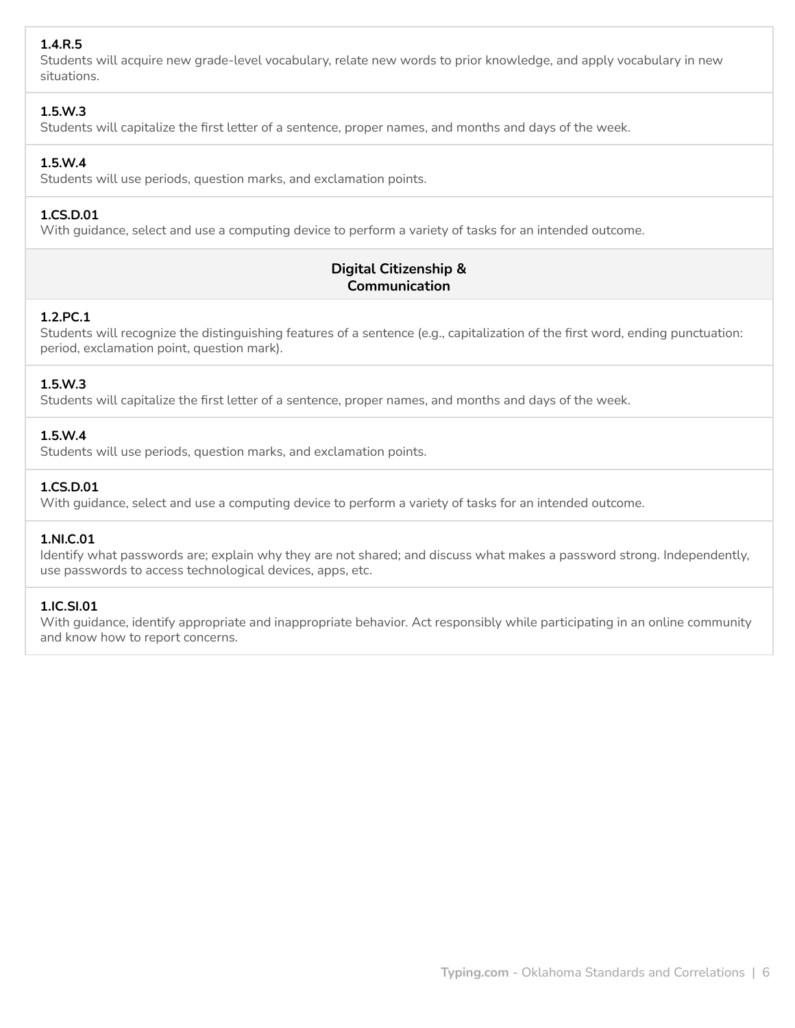**1.4.R.5**
Students will acquire new grade-level vocabulary, relate new words to prior knowledge, and apply vocabulary in new situations.

**1.5.W.3**
Students will capitalize the first letter of a sentence, proper names, and months and days of the week.

**1.5.W.4**
Students will use periods, question marks, and exclamation points.

**1.CS.D.01**
With guidance, select and use a computing device to perform a variety of tasks for an intended outcome.

## Digital Citizenship & Communication

**1.2.PC.1**
Students will recognize the distinguishing features of a sentence (e.g., capitalization of the first word, ending punctuation: period, exclamation point, question mark).

**1.5.W.3**
Students will capitalize the first letter of a sentence, proper names, and months and days of the week.

**1.5.W.4**
Students will use periods, question marks, and exclamation points.

**1.CS.D.01**
With guidance, select and use a computing device to perform a variety of tasks for an intended outcome.

**1.NI.C.01**
Identify what passwords are; explain why they are not shared; and discuss what makes a password strong. Independently, use passwords to access technological devices, apps, etc.

**1.IC.SI.01**
With guidance, identify appropriate and inappropriate behavior. Act responsibly while participating in an online community and know how to report concerns.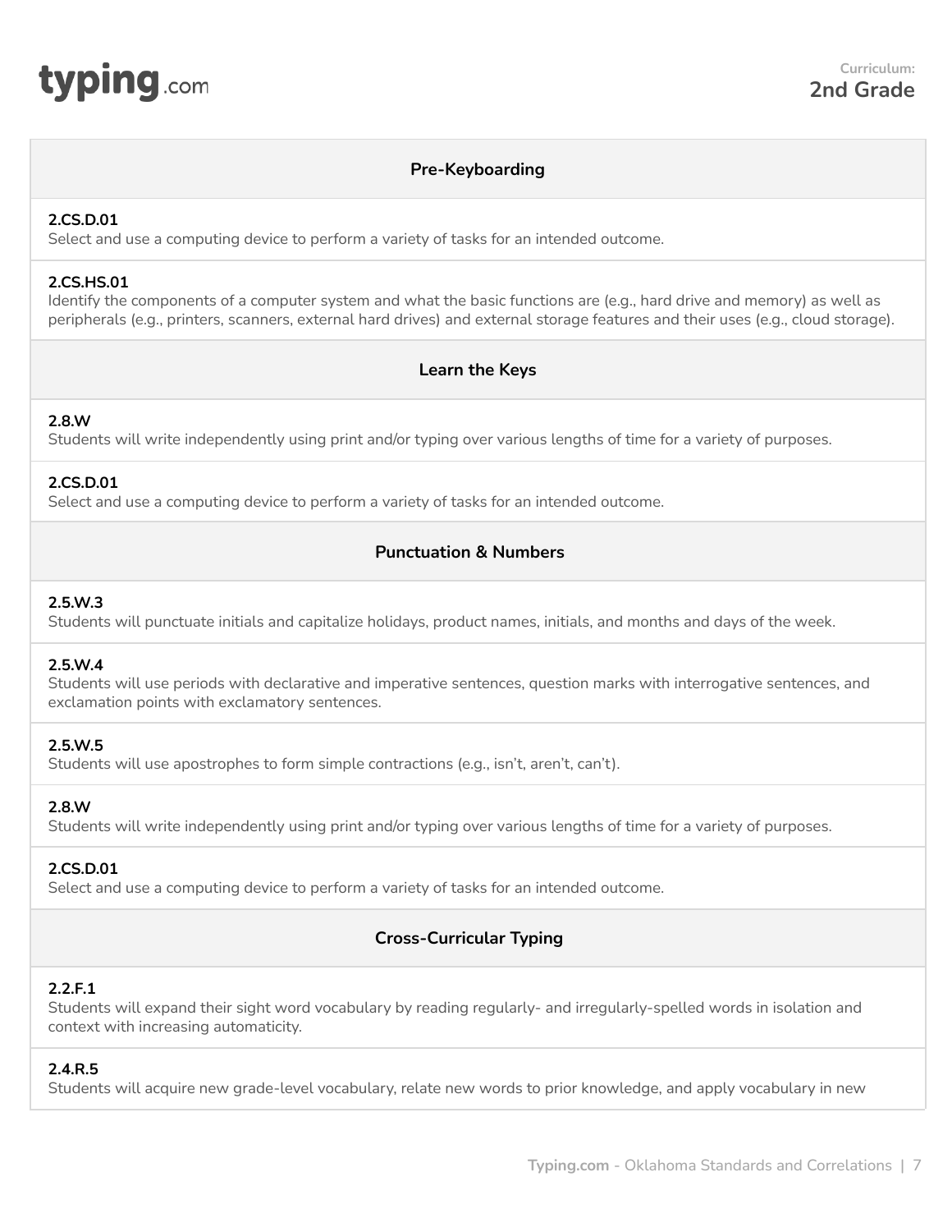Curriculum: **2nd Grade**

## Pre-Keyboarding

**2.CS.D.01**
Select and use a computing device to perform a variety of tasks for an intended outcome.

**2.CS.HS.01**
Identify the components of a computer system and what the basic functions are (e.g., hard drive and memory) as well as peripherals (e.g., printers, scanners, external hard drives) and external storage features and their uses (e.g., cloud storage).

## Learn the Keys

**2.8.W**
Students will write independently using print and/or typing over various lengths of time for a variety of purposes.

**2.CS.D.01**
Select and use a computing device to perform a variety of tasks for an intended outcome.

## Punctuation & Numbers

**2.5.W.3**
Students will punctuate initials and capitalize holidays, product names, initials, and months and days of the week.

**2.5.W.4**
Students will use periods with declarative and imperative sentences, question marks with interrogative sentences, and exclamation points with exclamatory sentences.

**2.5.W.5**
Students will use apostrophes to form simple contractions (e.g., isn't, aren't, can't).

**2.8.W**
Students will write independently using print and/or typing over various lengths of time for a variety of purposes.

**2.CS.D.01**
Select and use a computing device to perform a variety of tasks for an intended outcome.

## Cross-Curricular Typing

**2.2.F.1**
Students will expand their sight word vocabulary by reading regularly- and irregularly-spelled words in isolation and context with increasing automaticity.

**2.4.R.5**
Students will acquire new grade-level vocabulary, relate new words to prior knowledge, and apply vocabulary in new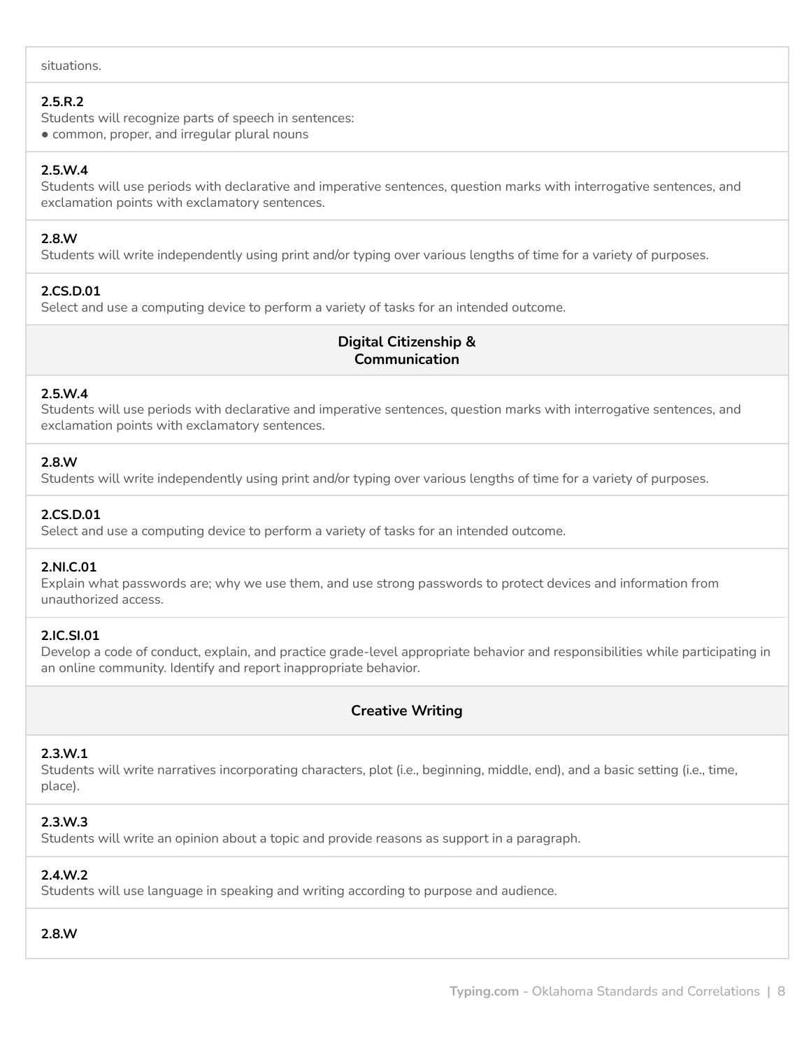situations.

**2.5.R.2**
Students will recognize parts of speech in sentences:
- common, proper, and irregular plural nouns

**2.5.W.4**
Students will use periods with declarative and imperative sentences, question marks with interrogative sentences, and exclamation points with exclamatory sentences.

**2.8.W**
Students will write independently using print and/or typing over various lengths of time for a variety of purposes.

**2.CS.D.01**
Select and use a computing device to perform a variety of tasks for an intended outcome.

## Digital Citizenship & Communication

**2.5.W.4**
Students will use periods with declarative and imperative sentences, question marks with interrogative sentences, and exclamation points with exclamatory sentences.

**2.8.W**
Students will write independently using print and/or typing over various lengths of time for a variety of purposes.

**2.CS.D.01**
Select and use a computing device to perform a variety of tasks for an intended outcome.

**2.NI.C.01**
Explain what passwords are; why we use them, and use strong passwords to protect devices and information from unauthorized access.

**2.IC.SI.01**
Develop a code of conduct, explain, and practice grade-level appropriate behavior and responsibilities while participating in an online community. Identify and report inappropriate behavior.

## Creative Writing

**2.3.W.1**
Students will write narratives incorporating characters, plot (i.e., beginning, middle, end), and a basic setting (i.e., time, place).

**2.3.W.3**
Students will write an opinion about a topic and provide reasons as support in a paragraph.

**2.4.W.2**
Students will use language in speaking and writing according to purpose and audience.

**2.8.W**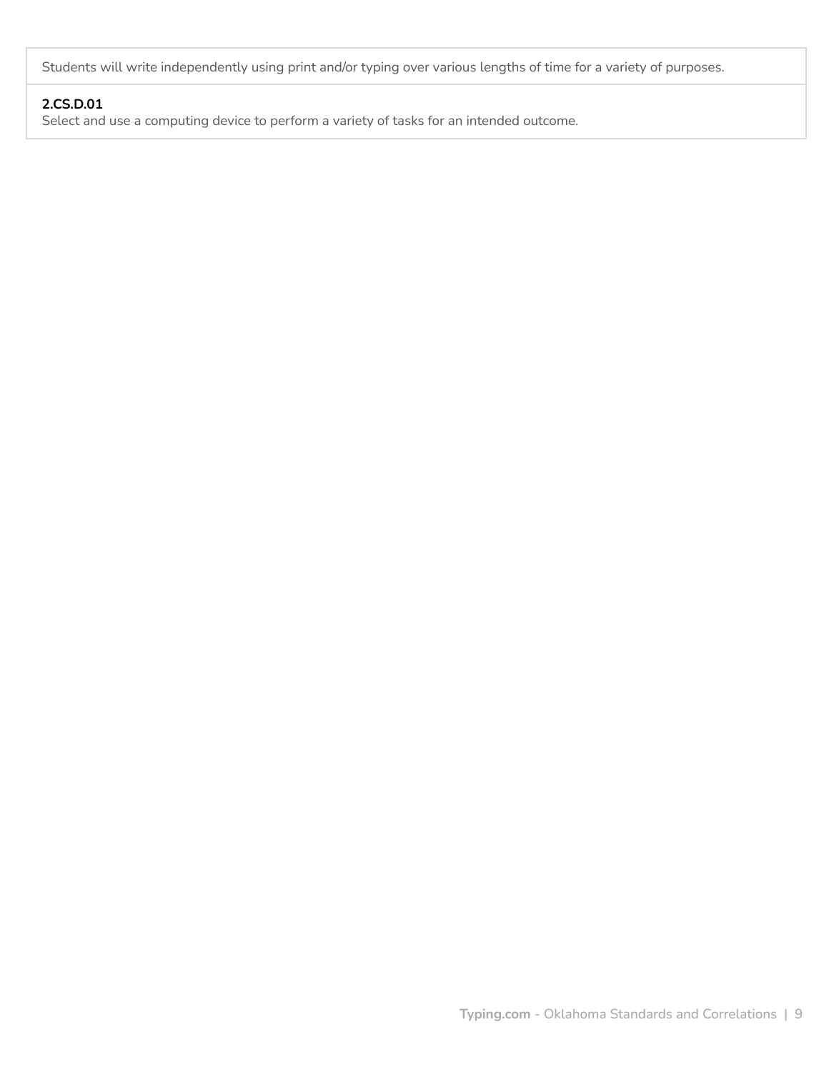Students will write independently using print and/or typing over various lengths of time for a variety of purposes.

**2.CS.D.01**
Select and use a computing device to perform a variety of tasks for an intended outcome.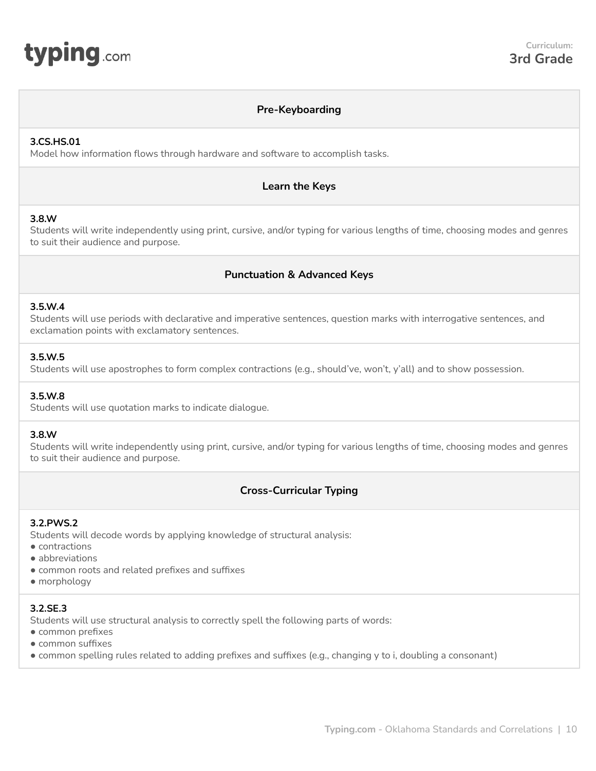**Curriculum:**
**3rd Grade**

## Pre-Keyboarding

**3.CS.HS.01**
Model how information flows through hardware and software to accomplish tasks.

## Learn the Keys

**3.8.W**
Students will write independently using print, cursive, and/or typing for various lengths of time, choosing modes and genres to suit their audience and purpose.

## Punctuation & Advanced Keys

**3.5.W.4**
Students will use periods with declarative and imperative sentences, question marks with interrogative sentences, and exclamation points with exclamatory sentences.

**3.5.W.5**
Students will use apostrophes to form complex contractions (e.g., should've, won't, y'all) and to show possession.

**3.5.W.8**
Students will use quotation marks to indicate dialogue.

**3.8.W**
Students will write independently using print, cursive, and/or typing for various lengths of time, choosing modes and genres to suit their audience and purpose.

## Cross-Curricular Typing

**3.2.PWS.2**
Students will decode words by applying knowledge of structural analysis:
- contractions
- abbreviations
- common roots and related prefixes and suffixes
- morphology

**3.2.SE.3**
Students will use structural analysis to correctly spell the following parts of words:
- common prefixes
- common suffixes
- common spelling rules related to adding prefixes and suffixes (e.g., changing y to i, doubling a consonant)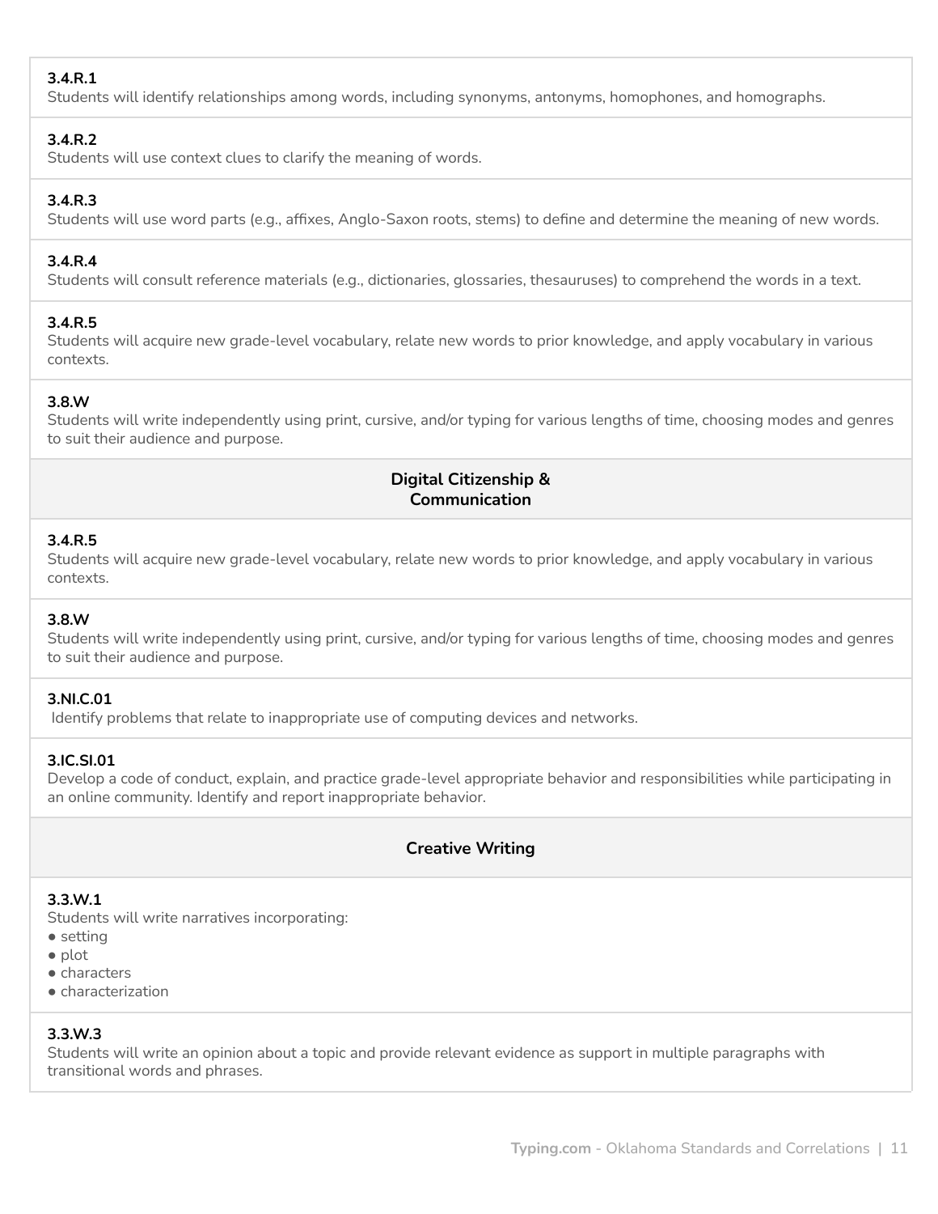**3.4.R.1**
Students will identify relationships among words, including synonyms, antonyms, homophones, and homographs.

**3.4.R.2**
Students will use context clues to clarify the meaning of words.

**3.4.R.3**
Students will use word parts (e.g., affixes, Anglo-Saxon roots, stems) to define and determine the meaning of new words.

**3.4.R.4**
Students will consult reference materials (e.g., dictionaries, glossaries, thesauruses) to comprehend the words in a text.

**3.4.R.5**
Students will acquire new grade-level vocabulary, relate new words to prior knowledge, and apply vocabulary in various contexts.

**3.8.W**
Students will write independently using print, cursive, and/or typing for various lengths of time, choosing modes and genres to suit their audience and purpose.

## Digital Citizenship & Communication

**3.4.R.5**
Students will acquire new grade-level vocabulary, relate new words to prior knowledge, and apply vocabulary in various contexts.

**3.8.W**
Students will write independently using print, cursive, and/or typing for various lengths of time, choosing modes and genres to suit their audience and purpose.

**3.NI.C.01**
Identify problems that relate to inappropriate use of computing devices and networks.

**3.IC.SI.01**
Develop a code of conduct, explain, and practice grade-level appropriate behavior and responsibilities while participating in an online community. Identify and report inappropriate behavior.

## Creative Writing

**3.3.W.1**
Students will write narratives incorporating:

- setting
- plot
- characters
- characterization

**3.3.W.3**
Students will write an opinion about a topic and provide relevant evidence as support in multiple paragraphs with transitional words and phrases.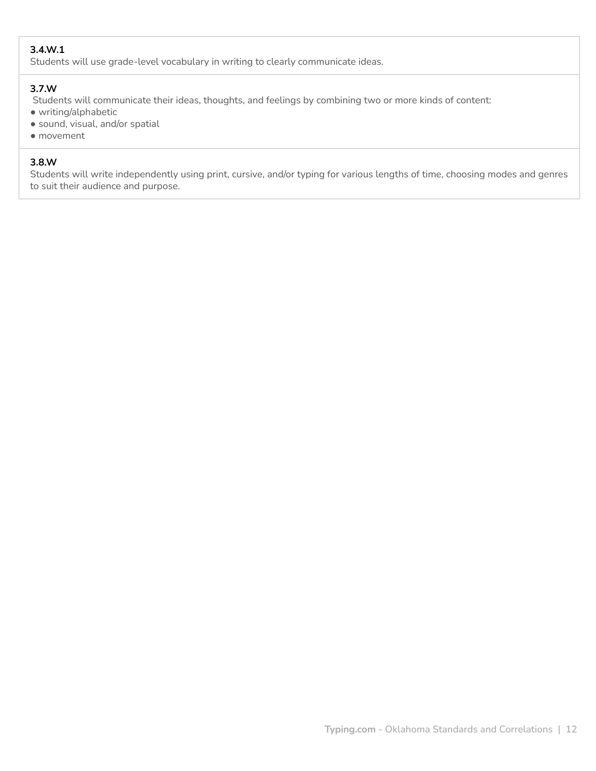**3.4.W.1**
Students will use grade-level vocabulary in writing to clearly communicate ideas.

**3.7.W**
Students will communicate their ideas, thoughts, and feelings by combining two or more kinds of content:

- writing/alphabetic
- sound, visual, and/or spatial
- movement

**3.8.W**
Students will write independently using print, cursive, and/or typing for various lengths of time, choosing modes and genres to suit their audience and purpose.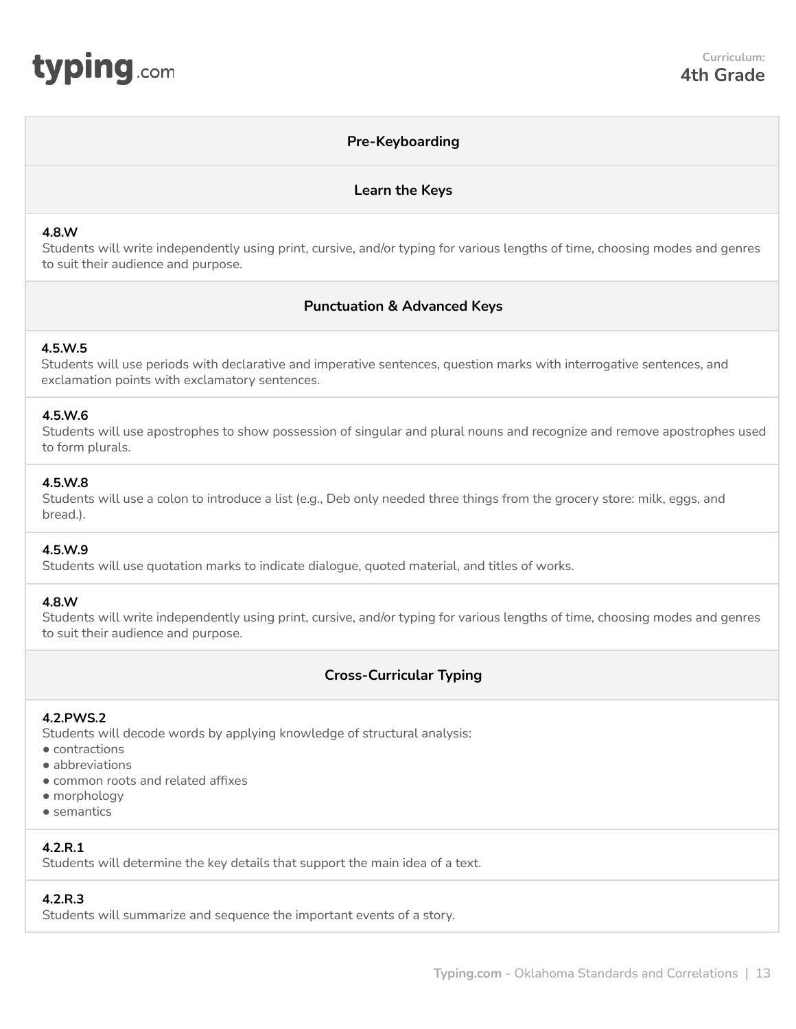**Curriculum:**
**4th Grade**

## Pre-Keyboarding

### Learn the Keys

**4.8.W**
Students will write independently using print, cursive, and/or typing for various lengths of time, choosing modes and genres to suit their audience and purpose.

### Punctuation & Advanced Keys

**4.5.W.5**
Students will use periods with declarative and imperative sentences, question marks with interrogative sentences, and exclamation points with exclamatory sentences.

**4.5.W.6**
Students will use apostrophes to show possession of singular and plural nouns and recognize and remove apostrophes used to form plurals.

**4.5.W.8**
Students will use a colon to introduce a list (e.g., Deb only needed three things from the grocery store: milk, eggs, and bread.).

**4.5.W.9**
Students will use quotation marks to indicate dialogue, quoted material, and titles of works.

**4.8.W**
Students will write independently using print, cursive, and/or typing for various lengths of time, choosing modes and genres to suit their audience and purpose.

### Cross-Curricular Typing

**4.2.PWS.2**
Students will decode words by applying knowledge of structural analysis:

- contractions
- abbreviations
- common roots and related affixes
- morphology
- semantics

**4.2.R.1**
Students will determine the key details that support the main idea of a text.

**4.2.R.3**
Students will summarize and sequence the important events of a story.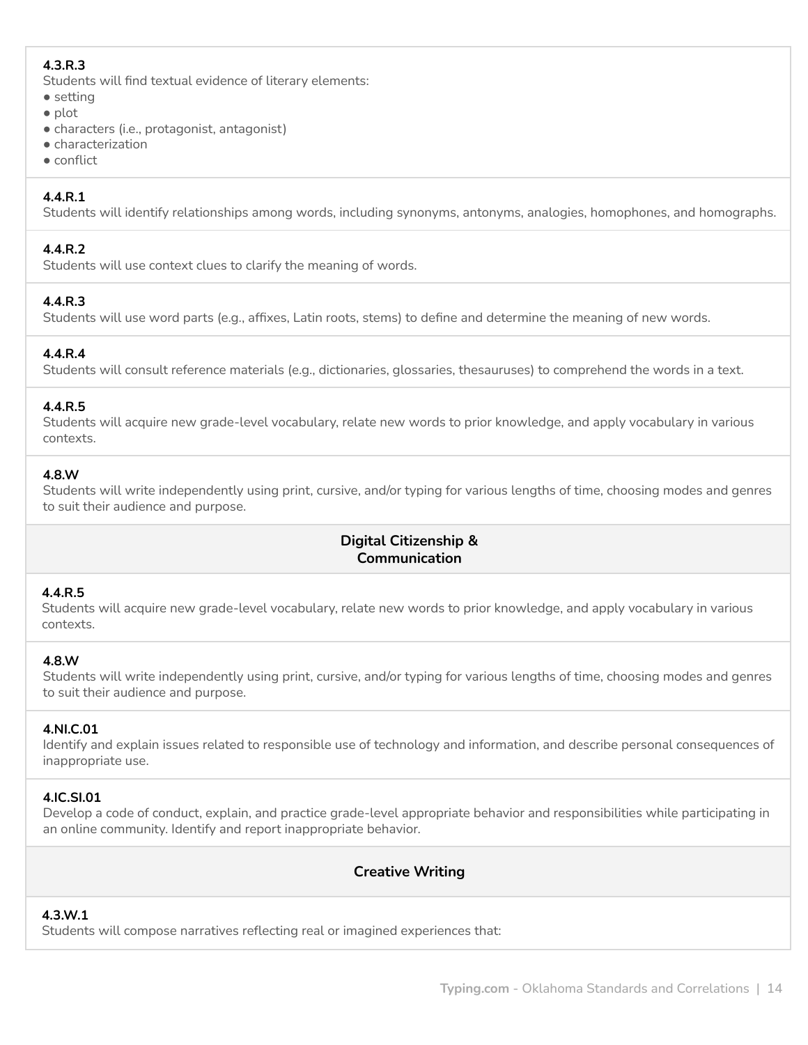**4.3.R.3**
Students will find textual evidence of literary elements:

- setting
- plot
- characters (i.e., protagonist, antagonist)
- characterization
- conflict

**4.4.R.1**
Students will identify relationships among words, including synonyms, antonyms, analogies, homophones, and homographs.

**4.4.R.2**
Students will use context clues to clarify the meaning of words.

**4.4.R.3**
Students will use word parts (e.g., affixes, Latin roots, stems) to define and determine the meaning of new words.

**4.4.R.4**
Students will consult reference materials (e.g., dictionaries, glossaries, thesauruses) to comprehend the words in a text.

**4.4.R.5**
Students will acquire new grade-level vocabulary, relate new words to prior knowledge, and apply vocabulary in various contexts.

**4.8.W**
Students will write independently using print, cursive, and/or typing for various lengths of time, choosing modes and genres to suit their audience and purpose.

## Digital Citizenship & Communication

**4.4.R.5**
Students will acquire new grade-level vocabulary, relate new words to prior knowledge, and apply vocabulary in various contexts.

**4.8.W**
Students will write independently using print, cursive, and/or typing for various lengths of time, choosing modes and genres to suit their audience and purpose.

**4.NI.C.01**
Identify and explain issues related to responsible use of technology and information, and describe personal consequences of inappropriate use.

**4.IC.SI.01**
Develop a code of conduct, explain, and practice grade-level appropriate behavior and responsibilities while participating in an online community. Identify and report inappropriate behavior.

## Creative Writing

**4.3.W.1**
Students will compose narratives reflecting real or imagined experiences that: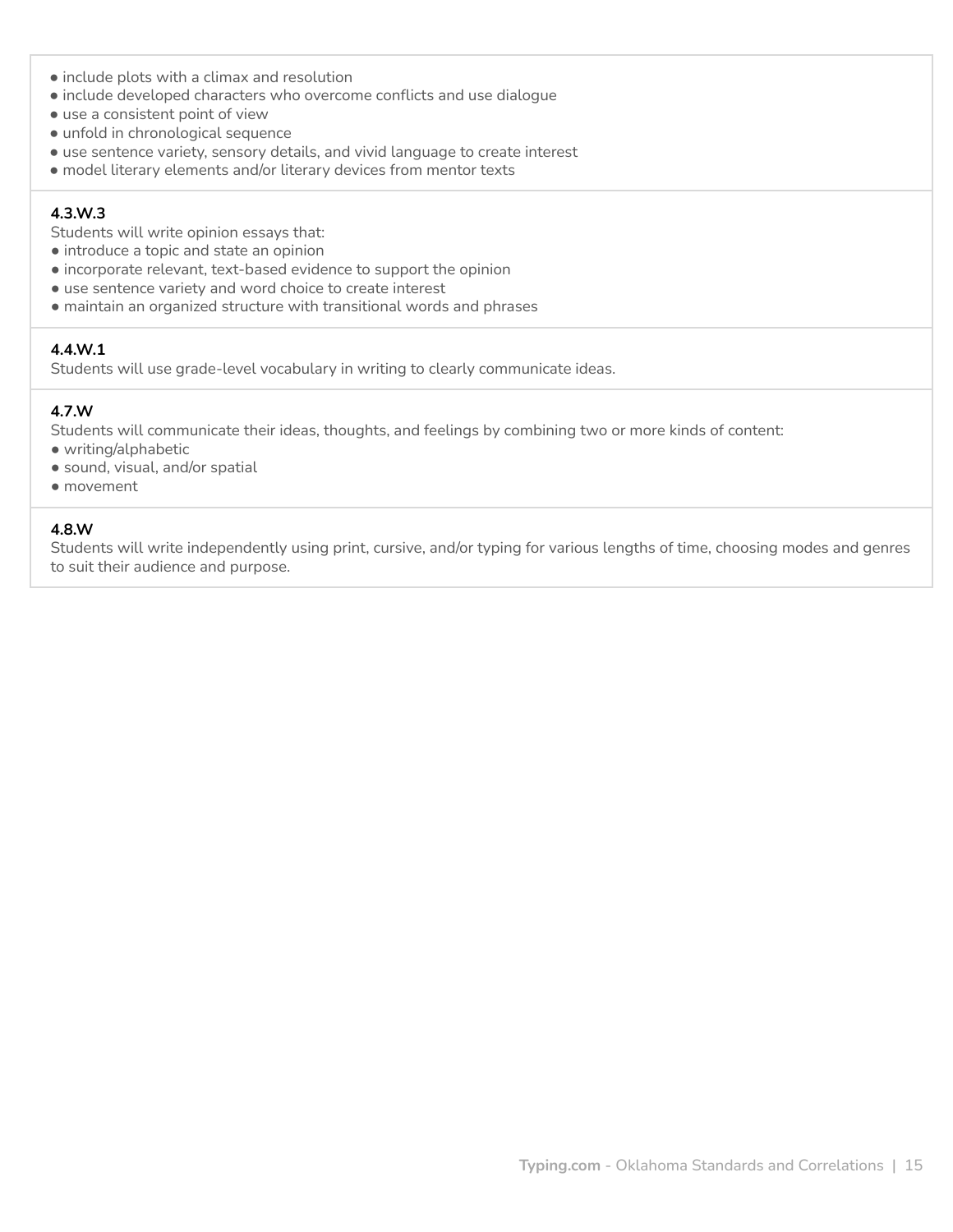- include plots with a climax and resolution
- include developed characters who overcome conflicts and use dialogue
- use a consistent point of view
- unfold in chronological sequence
- use sentence variety, sensory details, and vivid language to create interest
- model literary elements and/or literary devices from mentor texts

**4.3.W.3**
Students will write opinion essays that:
- introduce a topic and state an opinion
- incorporate relevant, text-based evidence to support the opinion
- use sentence variety and word choice to create interest
- maintain an organized structure with transitional words and phrases

**4.4.W.1**
Students will use grade-level vocabulary in writing to clearly communicate ideas.

**4.7.W**
Students will communicate their ideas, thoughts, and feelings by combining two or more kinds of content:
- writing/alphabetic
- sound, visual, and/or spatial
- movement

**4.8.W**
Students will write independently using print, cursive, and/or typing for various lengths of time, choosing modes and genres to suit their audience and purpose.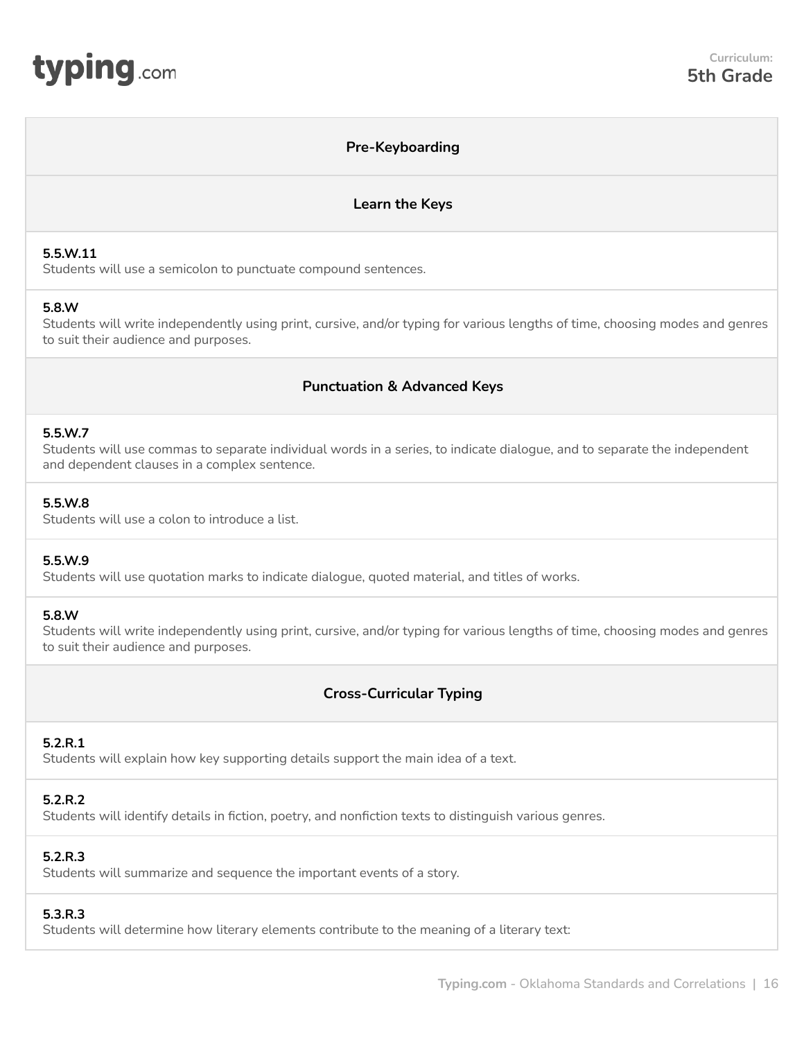## Pre-Keyboarding

## Learn the Keys

**5.5.W.11**
Students will use a semicolon to punctuate compound sentences.

**5.8.W**
Students will write independently using print, cursive, and/or typing for various lengths of time, choosing modes and genres to suit their audience and purposes.

## Punctuation & Advanced Keys

**5.5.W.7**
Students will use commas to separate individual words in a series, to indicate dialogue, and to separate the independent and dependent clauses in a complex sentence.

**5.5.W.8**
Students will use a colon to introduce a list.

**5.5.W.9**
Students will use quotation marks to indicate dialogue, quoted material, and titles of works.

**5.8.W**
Students will write independently using print, cursive, and/or typing for various lengths of time, choosing modes and genres to suit their audience and purposes.

## Cross-Curricular Typing

**5.2.R.1**
Students will explain how key supporting details support the main idea of a text.

**5.2.R.2**
Students will identify details in fiction, poetry, and nonfiction texts to distinguish various genres.

**5.2.R.3**
Students will summarize and sequence the important events of a story.

**5.3.R.3**
Students will determine how literary elements contribute to the meaning of a literary text: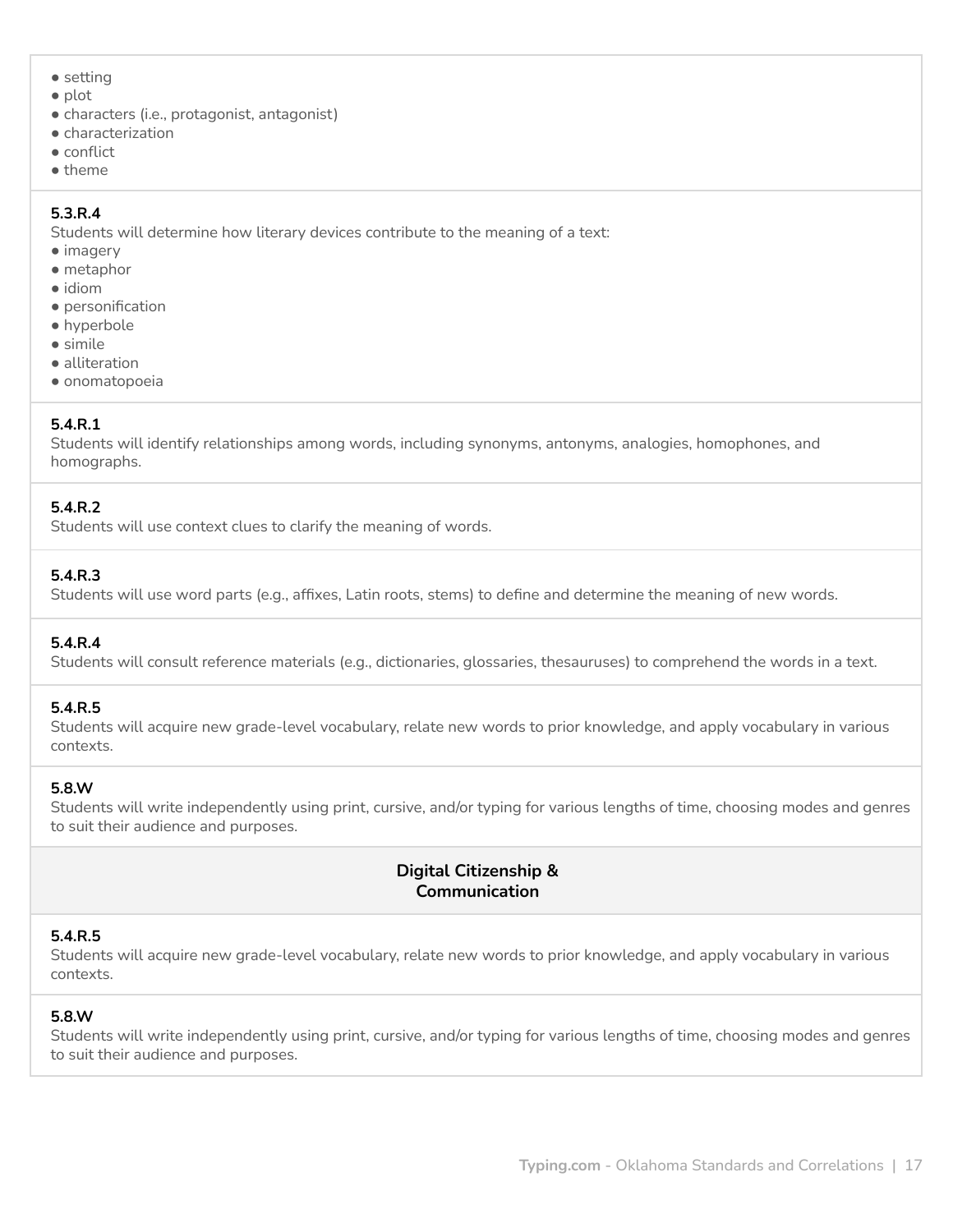- setting
- plot
- characters (i.e., protagonist, antagonist)
- characterization
- conflict
- theme

**5.3.R.4**
Students will determine how literary devices contribute to the meaning of a text:
- imagery
- metaphor
- idiom
- personification
- hyperbole
- simile
- alliteration
- onomatopoeia

**5.4.R.1**
Students will identify relationships among words, including synonyms, antonyms, analogies, homophones, and homographs.

**5.4.R.2**
Students will use context clues to clarify the meaning of words.

**5.4.R.3**
Students will use word parts (e.g., affixes, Latin roots, stems) to define and determine the meaning of new words.

**5.4.R.4**
Students will consult reference materials (e.g., dictionaries, glossaries, thesauruses) to comprehend the words in a text.

**5.4.R.5**
Students will acquire new grade-level vocabulary, relate new words to prior knowledge, and apply vocabulary in various contexts.

**5.8.W**
Students will write independently using print, cursive, and/or typing for various lengths of time, choosing modes and genres to suit their audience and purposes.

## Digital Citizenship & Communication

**5.4.R.5**
Students will acquire new grade-level vocabulary, relate new words to prior knowledge, and apply vocabulary in various contexts.

**5.8.W**
Students will write independently using print, cursive, and/or typing for various lengths of time, choosing modes and genres to suit their audience and purposes.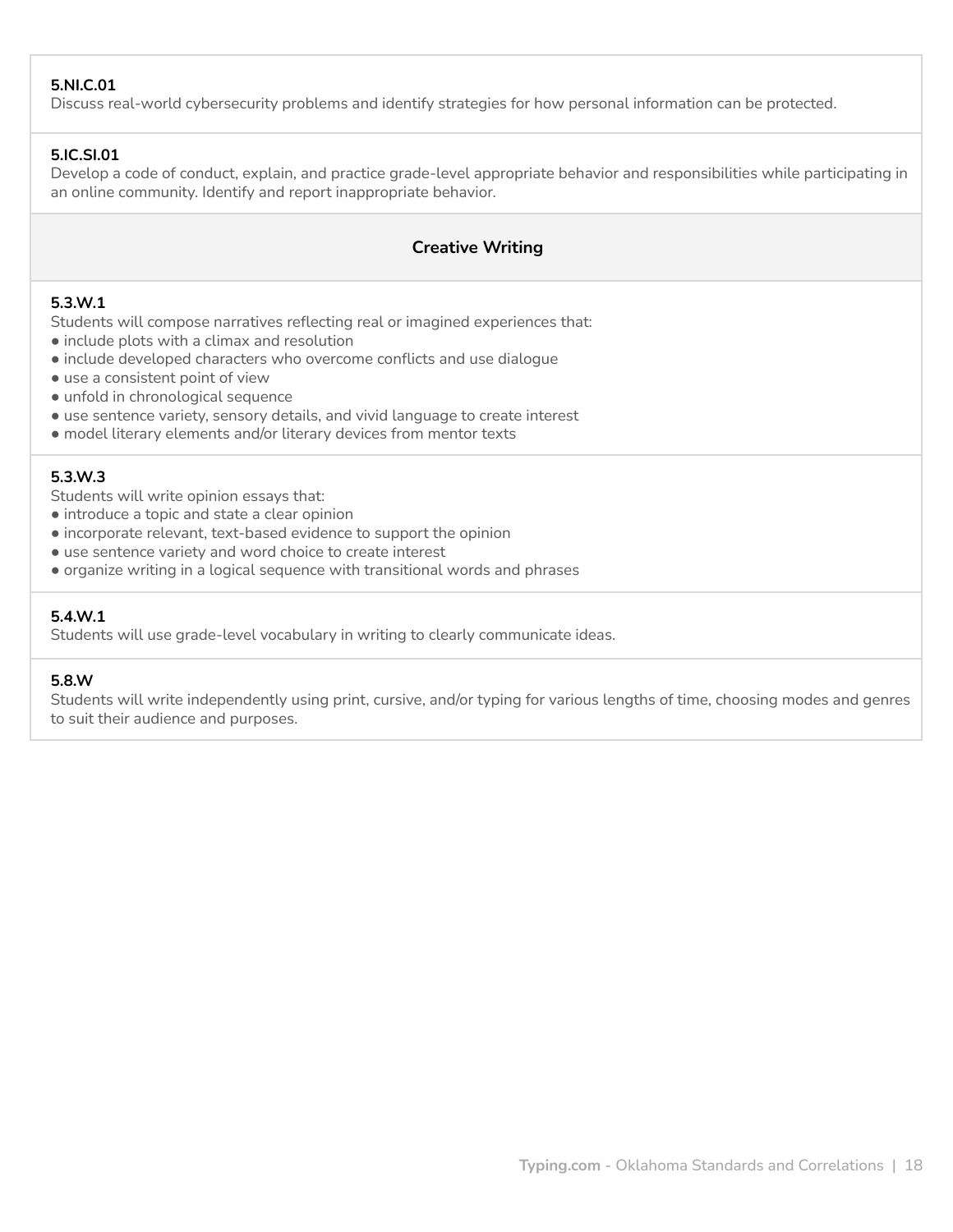**5.NI.C.01**
Discuss real-world cybersecurity problems and identify strategies for how personal information can be protected.

**5.IC.SI.01**
Develop a code of conduct, explain, and practice grade-level appropriate behavior and responsibilities while participating in an online community. Identify and report inappropriate behavior.

## Creative Writing

**5.3.W.1**
Students will compose narratives reflecting real or imagined experiences that:
- include plots with a climax and resolution
- include developed characters who overcome conflicts and use dialogue
- use a consistent point of view
- unfold in chronological sequence
- use sentence variety, sensory details, and vivid language to create interest
- model literary elements and/or literary devices from mentor texts

**5.3.W.3**
Students will write opinion essays that:
- introduce a topic and state a clear opinion
- incorporate relevant, text-based evidence to support the opinion
- use sentence variety and word choice to create interest
- organize writing in a logical sequence with transitional words and phrases

**5.4.W.1**
Students will use grade-level vocabulary in writing to clearly communicate ideas.

**5.8.W**
Students will write independently using print, cursive, and/or typing for various lengths of time, choosing modes and genres to suit their audience and purposes.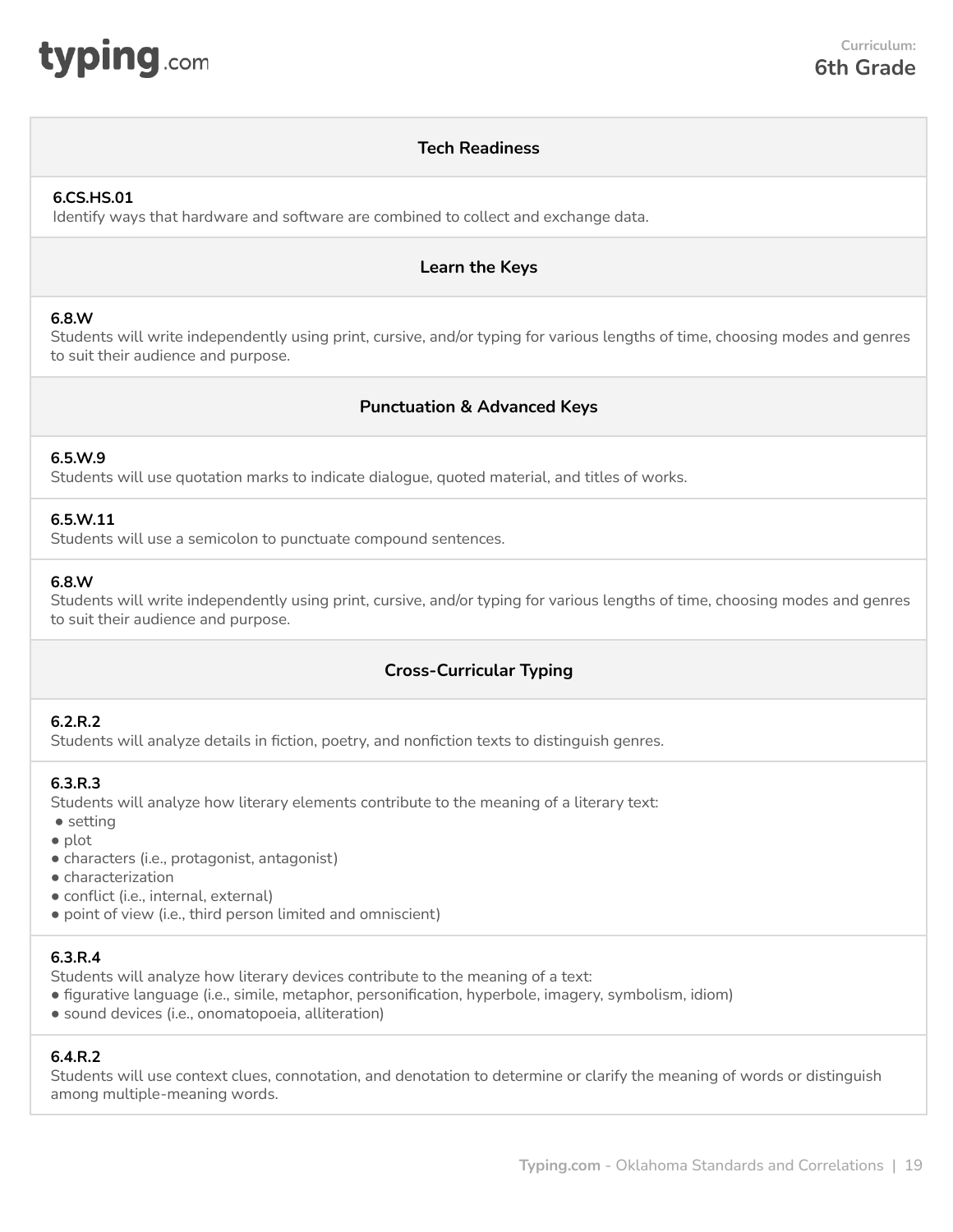Curriculum:
**6th Grade**

## Tech Readiness

**6.CS.HS.01**
Identify ways that hardware and software are combined to collect and exchange data.

## Learn the Keys

**6.8.W**
Students will write independently using print, cursive, and/or typing for various lengths of time, choosing modes and genres to suit their audience and purpose.

## Punctuation & Advanced Keys

**6.5.W.9**
Students will use quotation marks to indicate dialogue, quoted material, and titles of works.

**6.5.W.11**
Students will use a semicolon to punctuate compound sentences.

**6.8.W**
Students will write independently using print, cursive, and/or typing for various lengths of time, choosing modes and genres to suit their audience and purpose.

## Cross-Curricular Typing

**6.2.R.2**
Students will analyze details in fiction, poetry, and nonfiction texts to distinguish genres.

**6.3.R.3**
Students will analyze how literary elements contribute to the meaning of a literary text:

- setting
- plot
- characters (i.e., protagonist, antagonist)
- characterization
- conflict (i.e., internal, external)
- point of view (i.e., third person limited and omniscient)

**6.3.R.4**
Students will analyze how literary devices contribute to the meaning of a text:

- figurative language (i.e., simile, metaphor, personification, hyperbole, imagery, symbolism, idiom)
- sound devices (i.e., onomatopoeia, alliteration)

**6.4.R.2**
Students will use context clues, connotation, and denotation to determine or clarify the meaning of words or distinguish among multiple-meaning words.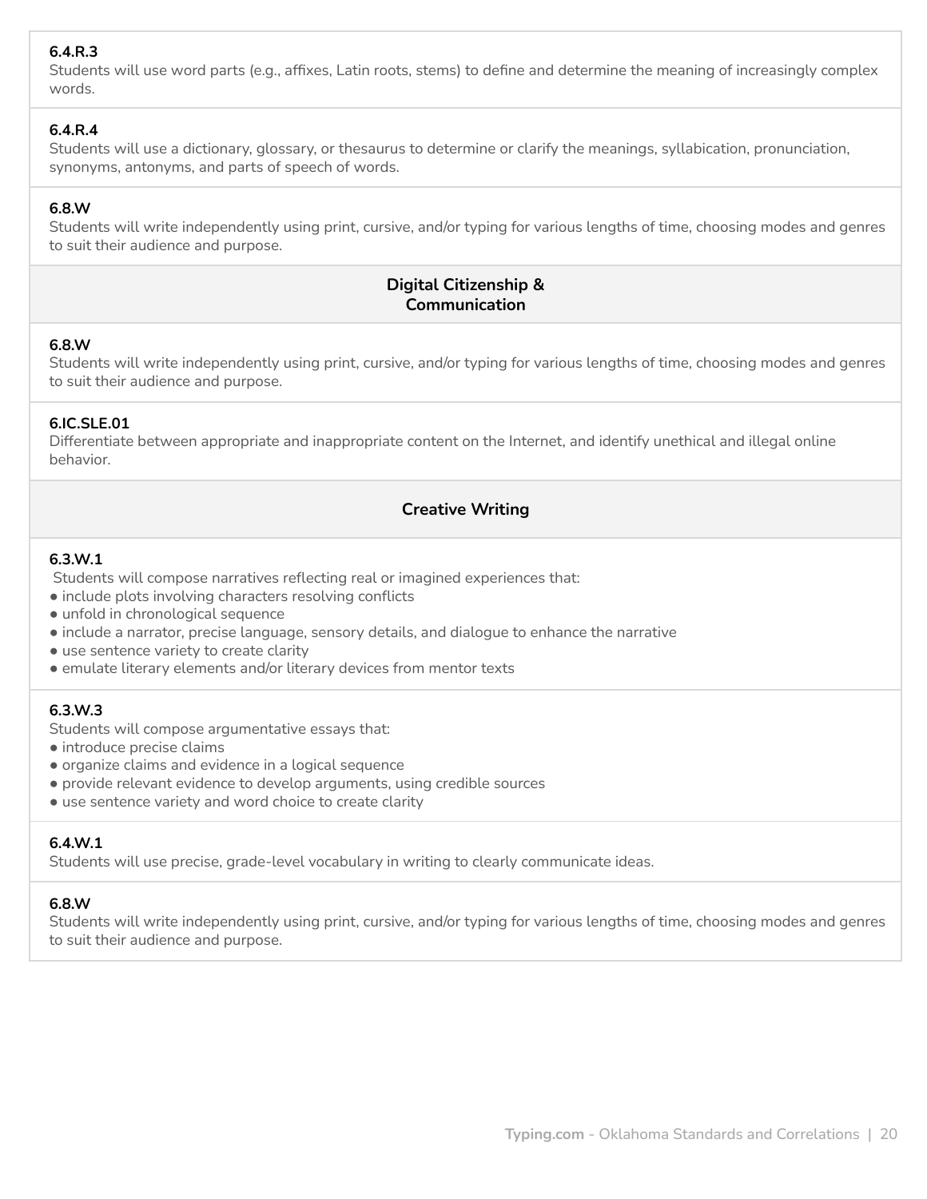**6.4.R.3**
Students will use word parts (e.g., affixes, Latin roots, stems) to define and determine the meaning of increasingly complex words.

**6.4.R.4**
Students will use a dictionary, glossary, or thesaurus to determine or clarify the meanings, syllabication, pronunciation, synonyms, antonyms, and parts of speech of words.

**6.8.W**
Students will write independently using print, cursive, and/or typing for various lengths of time, choosing modes and genres to suit their audience and purpose.

### Digital Citizenship & Communication

**6.8.W**
Students will write independently using print, cursive, and/or typing for various lengths of time, choosing modes and genres to suit their audience and purpose.

**6.IC.SLE.01**
Differentiate between appropriate and inappropriate content on the Internet, and identify unethical and illegal online behavior.

### Creative Writing

**6.3.W.1**
Students will compose narratives reflecting real or imagined experiences that:

- include plots involving characters resolving conflicts
- unfold in chronological sequence
- include a narrator, precise language, sensory details, and dialogue to enhance the narrative
- use sentence variety to create clarity
- emulate literary elements and/or literary devices from mentor texts

**6.3.W.3**
Students will compose argumentative essays that:

- introduce precise claims
- organize claims and evidence in a logical sequence
- provide relevant evidence to develop arguments, using credible sources
- use sentence variety and word choice to create clarity

**6.4.W.1**
Students will use precise, grade-level vocabulary in writing to clearly communicate ideas.

**6.8.W**
Students will write independently using print, cursive, and/or typing for various lengths of time, choosing modes and genres to suit their audience and purpose.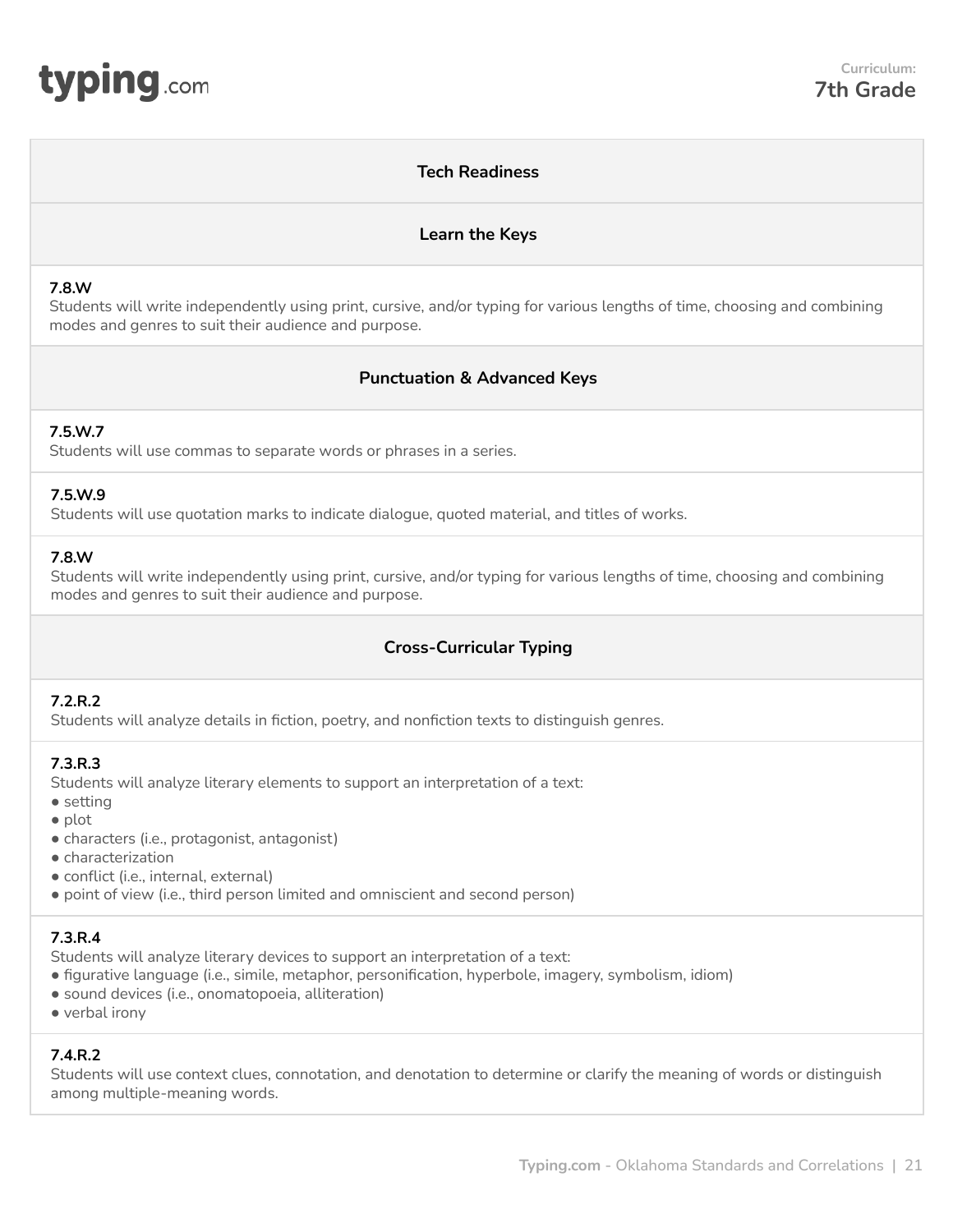Curriculum:
**7th Grade**

### Tech Readiness

### Learn the Keys

**7.8.W**
Students will write independently using print, cursive, and/or typing for various lengths of time, choosing and combining modes and genres to suit their audience and purpose.

### Punctuation & Advanced Keys

**7.5.W.7**
Students will use commas to separate words or phrases in a series.

**7.5.W.9**
Students will use quotation marks to indicate dialogue, quoted material, and titles of works.

**7.8.W**
Students will write independently using print, cursive, and/or typing for various lengths of time, choosing and combining modes and genres to suit their audience and purpose.

### Cross-Curricular Typing

**7.2.R.2**
Students will analyze details in fiction, poetry, and nonfiction texts to distinguish genres.

**7.3.R.3**
Students will analyze literary elements to support an interpretation of a text:

- setting
- plot
- characters (i.e., protagonist, antagonist)
- characterization
- conflict (i.e., internal, external)
- point of view (i.e., third person limited and omniscient and second person)

**7.3.R.4**
Students will analyze literary devices to support an interpretation of a text:

- figurative language (i.e., simile, metaphor, personification, hyperbole, imagery, symbolism, idiom)
- sound devices (i.e., onomatopoeia, alliteration)
- verbal irony

**7.4.R.2**
Students will use context clues, connotation, and denotation to determine or clarify the meaning of words or distinguish among multiple-meaning words.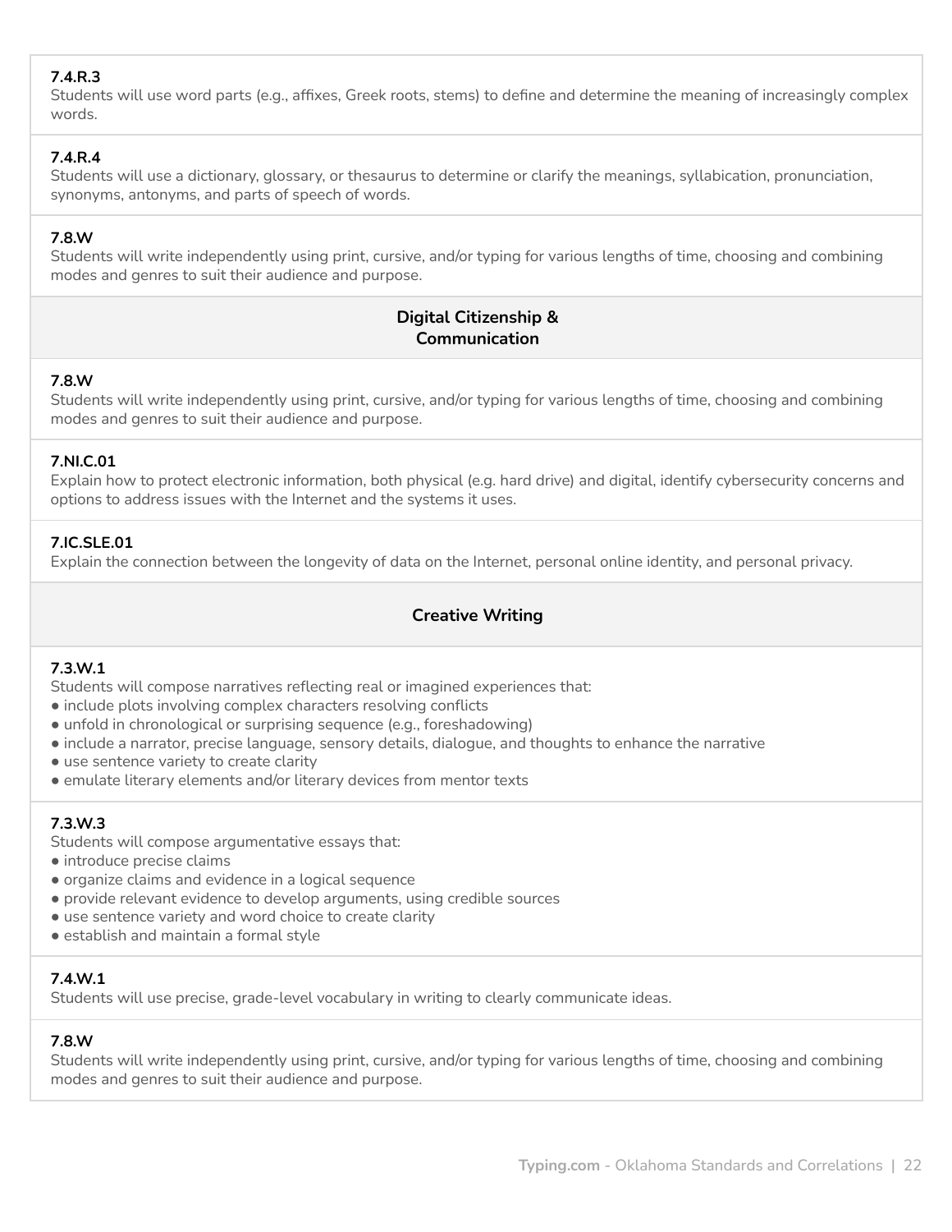**7.4.R.3**
Students will use word parts (e.g., affixes, Greek roots, stems) to define and determine the meaning of increasingly complex words.

**7.4.R.4**
Students will use a dictionary, glossary, or thesaurus to determine or clarify the meanings, syllabication, pronunciation, synonyms, antonyms, and parts of speech of words.

**7.8.W**
Students will write independently using print, cursive, and/or typing for various lengths of time, choosing and combining modes and genres to suit their audience and purpose.

## Digital Citizenship & Communication

**7.8.W**
Students will write independently using print, cursive, and/or typing for various lengths of time, choosing and combining modes and genres to suit their audience and purpose.

**7.NI.C.01**
Explain how to protect electronic information, both physical (e.g. hard drive) and digital, identify cybersecurity concerns and options to address issues with the Internet and the systems it uses.

**7.IC.SLE.01**
Explain the connection between the longevity of data on the Internet, personal online identity, and personal privacy.

## Creative Writing

**7.3.W.1**
Students will compose narratives reflecting real or imagined experiences that:

- include plots involving complex characters resolving conflicts
- unfold in chronological or surprising sequence (e.g., foreshadowing)
- include a narrator, precise language, sensory details, dialogue, and thoughts to enhance the narrative
- use sentence variety to create clarity
- emulate literary elements and/or literary devices from mentor texts

**7.3.W.3**
Students will compose argumentative essays that:

- introduce precise claims
- organize claims and evidence in a logical sequence
- provide relevant evidence to develop arguments, using credible sources
- use sentence variety and word choice to create clarity
- establish and maintain a formal style

**7.4.W.1**
Students will use precise, grade-level vocabulary in writing to clearly communicate ideas.

**7.8.W**
Students will write independently using print, cursive, and/or typing for various lengths of time, choosing and combining modes and genres to suit their audience and purpose.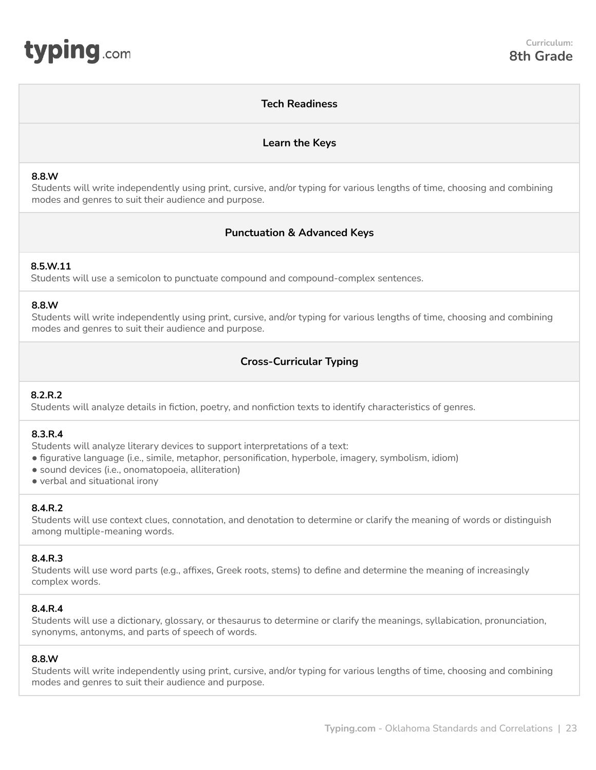Curriculum:
**8th Grade**

## Tech Readiness

## Learn the Keys

**8.8.W**
Students will write independently using print, cursive, and/or typing for various lengths of time, choosing and combining modes and genres to suit their audience and purpose.

## Punctuation & Advanced Keys

**8.5.W.11**
Students will use a semicolon to punctuate compound and compound-complex sentences.

**8.8.W**
Students will write independently using print, cursive, and/or typing for various lengths of time, choosing and combining modes and genres to suit their audience and purpose.

## Cross-Curricular Typing

**8.2.R.2**
Students will analyze details in fiction, poetry, and nonfiction texts to identify characteristics of genres.

**8.3.R.4**
Students will analyze literary devices to support interpretations of a text:
- figurative language (i.e., simile, metaphor, personification, hyperbole, imagery, symbolism, idiom)
- sound devices (i.e., onomatopoeia, alliteration)
- verbal and situational irony

**8.4.R.2**
Students will use context clues, connotation, and denotation to determine or clarify the meaning of words or distinguish among multiple-meaning words.

**8.4.R.3**
Students will use word parts (e.g., affixes, Greek roots, stems) to define and determine the meaning of increasingly complex words.

**8.4.R.4**
Students will use a dictionary, glossary, or thesaurus to determine or clarify the meanings, syllabication, pronunciation, synonyms, antonyms, and parts of speech of words.

**8.8.W**
Students will write independently using print, cursive, and/or typing for various lengths of time, choosing and combining modes and genres to suit their audience and purpose.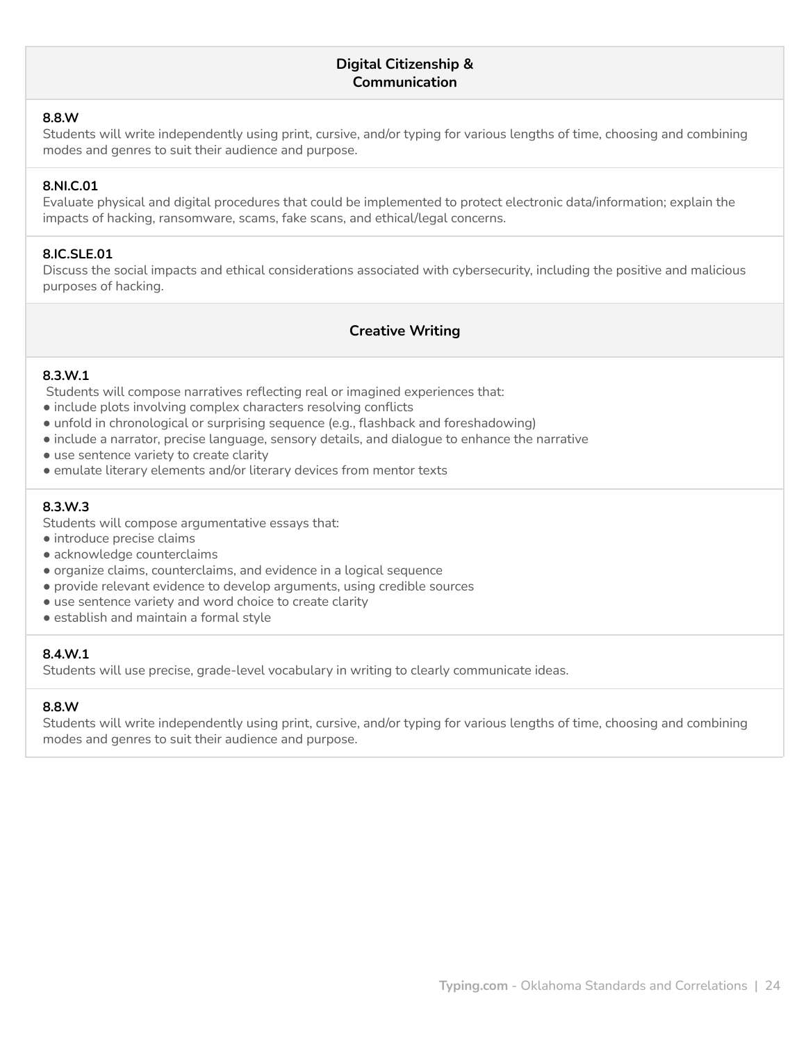## Digital Citizenship & Communication

**8.8.W**
Students will write independently using print, cursive, and/or typing for various lengths of time, choosing and combining modes and genres to suit their audience and purpose.

**8.NI.C.01**
Evaluate physical and digital procedures that could be implemented to protect electronic data/information; explain the impacts of hacking, ransomware, scams, fake scans, and ethical/legal concerns.

**8.IC.SLE.01**
Discuss the social impacts and ethical considerations associated with cybersecurity, including the positive and malicious purposes of hacking.

## Creative Writing

**8.3.W.1**
Students will compose narratives reflecting real or imagined experiences that:

- include plots involving complex characters resolving conflicts
- unfold in chronological or surprising sequence (e.g., flashback and foreshadowing)
- include a narrator, precise language, sensory details, and dialogue to enhance the narrative
- use sentence variety to create clarity
- emulate literary elements and/or literary devices from mentor texts

**8.3.W.3**
Students will compose argumentative essays that:

- introduce precise claims
- acknowledge counterclaims
- organize claims, counterclaims, and evidence in a logical sequence
- provide relevant evidence to develop arguments, using credible sources
- use sentence variety and word choice to create clarity
- establish and maintain a formal style

**8.4.W.1**
Students will use precise, grade-level vocabulary in writing to clearly communicate ideas.

**8.8.W**
Students will write independently using print, cursive, and/or typing for various lengths of time, choosing and combining modes and genres to suit their audience and purpose.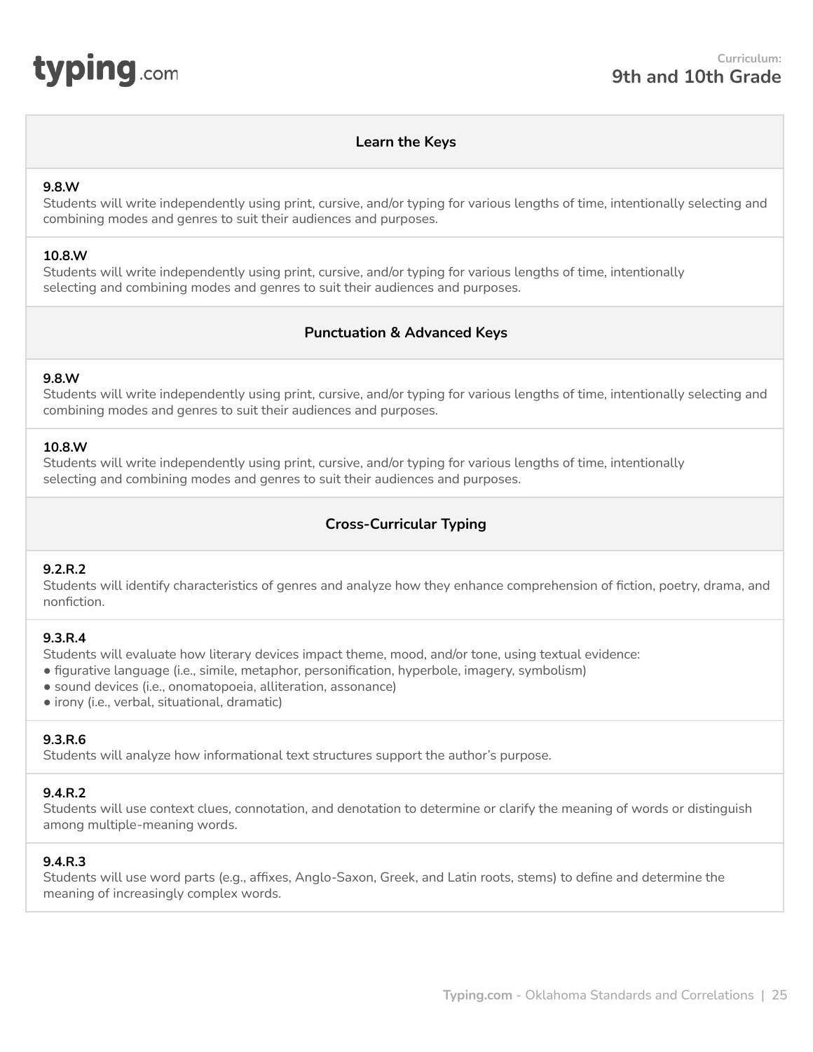## Learn the Keys

**9.8.W**
Students will write independently using print, cursive, and/or typing for various lengths of time, intentionally selecting and combining modes and genres to suit their audiences and purposes.

**10.8.W**
Students will write independently using print, cursive, and/or typing for various lengths of time, intentionally selecting and combining modes and genres to suit their audiences and purposes.

## Punctuation & Advanced Keys

**9.8.W**
Students will write independently using print, cursive, and/or typing for various lengths of time, intentionally selecting and combining modes and genres to suit their audiences and purposes.

**10.8.W**
Students will write independently using print, cursive, and/or typing for various lengths of time, intentionally selecting and combining modes and genres to suit their audiences and purposes.

## Cross-Curricular Typing

**9.2.R.2**
Students will identify characteristics of genres and analyze how they enhance comprehension of fiction, poetry, drama, and nonfiction.

**9.3.R.4**
Students will evaluate how literary devices impact theme, mood, and/or tone, using textual evidence:
- figurative language (i.e., simile, metaphor, personification, hyperbole, imagery, symbolism)
- sound devices (i.e., onomatopoeia, alliteration, assonance)
- irony (i.e., verbal, situational, dramatic)

**9.3.R.6**
Students will analyze how informational text structures support the author's purpose.

**9.4.R.2**
Students will use context clues, connotation, and denotation to determine or clarify the meaning of words or distinguish among multiple-meaning words.

**9.4.R.3**
Students will use word parts (e.g., affixes, Anglo-Saxon, Greek, and Latin roots, stems) to define and determine the meaning of increasingly complex words.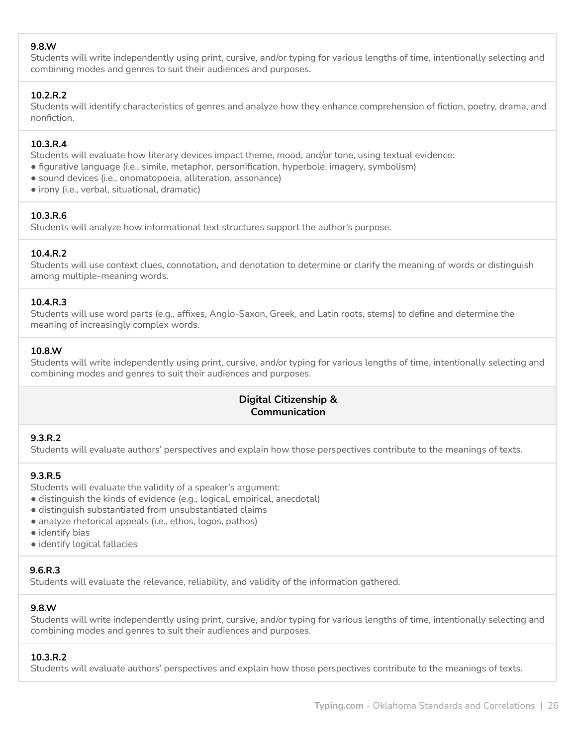**9.8.W**
Students will write independently using print, cursive, and/or typing for various lengths of time, intentionally selecting and combining modes and genres to suit their audiences and purposes.

**10.2.R.2**
Students will identify characteristics of genres and analyze how they enhance comprehension of fiction, poetry, drama, and nonfiction.

**10.3.R.4**
Students will evaluate how literary devices impact theme, mood, and/or tone, using textual evidence:
- figurative language (i.e., simile, metaphor, personification, hyperbole, imagery, symbolism)
- sound devices (i.e., onomatopoeia, alliteration, assonance)
- irony (i.e., verbal, situational, dramatic)

**10.3.R.6**
Students will analyze how informational text structures support the author's purpose.

**10.4.R.2**
Students will use context clues, connotation, and denotation to determine or clarify the meaning of words or distinguish among multiple-meaning words.

**10.4.R.3**
Students will use word parts (e.g., affixes, Anglo-Saxon, Greek, and Latin roots, stems) to define and determine the meaning of increasingly complex words.

**10.8.W**
Students will write independently using print, cursive, and/or typing for various lengths of time, intentionally selecting and combining modes and genres to suit their audiences and purposes.

## Digital Citizenship & Communication

**9.3.R.2**
Students will evaluate authors' perspectives and explain how those perspectives contribute to the meanings of texts.

**9.3.R.5**
Students will evaluate the validity of a speaker's argument:
- distinguish the kinds of evidence (e.g., logical, empirical, anecdotal)
- distinguish substantiated from unsubstantiated claims
- analyze rhetorical appeals (i.e., ethos, logos, pathos)
- identify bias
- identify logical fallacies

**9.6.R.3**
Students will evaluate the relevance, reliability, and validity of the information gathered.

**9.8.W**
Students will write independently using print, cursive, and/or typing for various lengths of time, intentionally selecting and combining modes and genres to suit their audiences and purposes.

**10.3.R.2**
Students will evaluate authors' perspectives and explain how those perspectives contribute to the meanings of texts.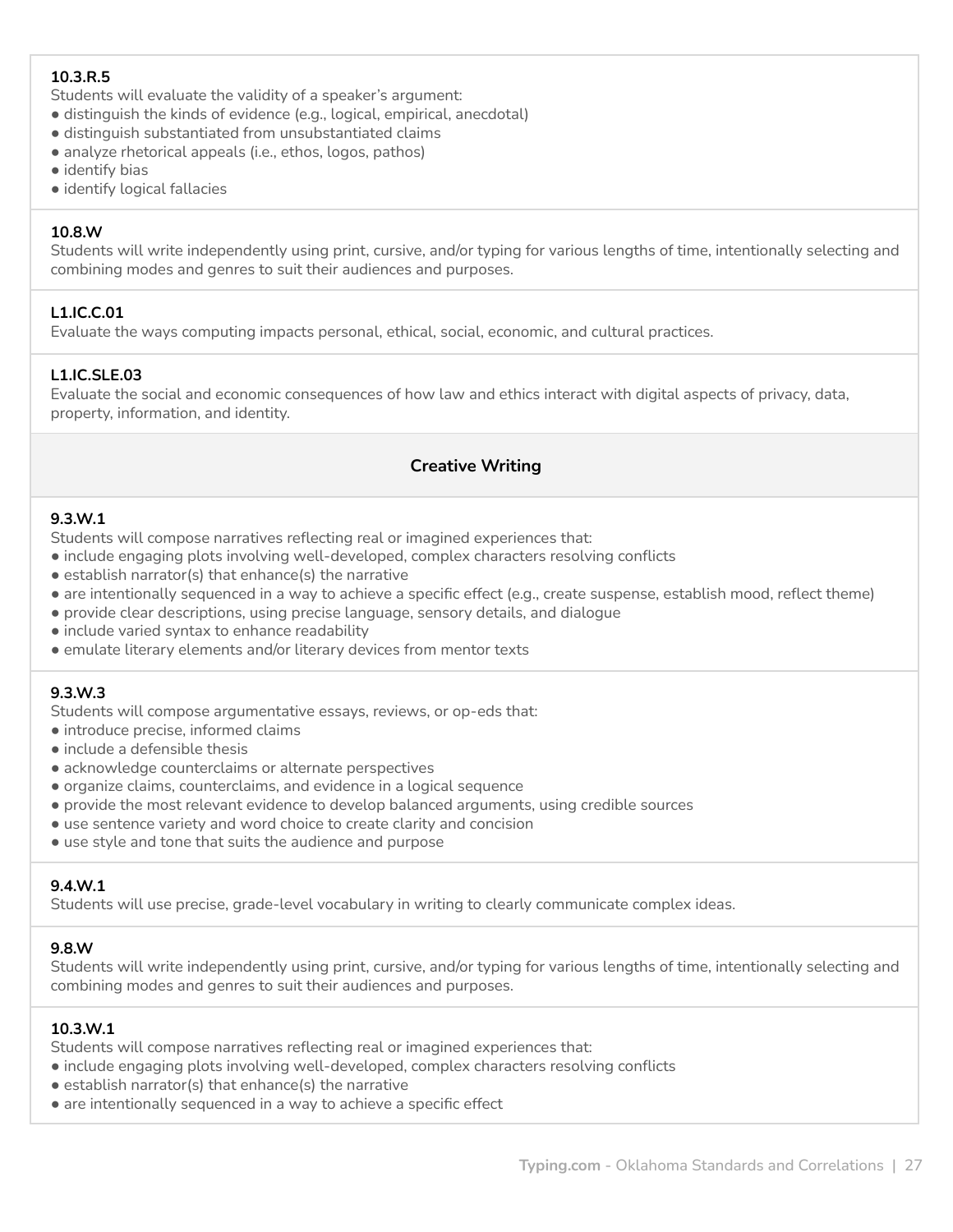**10.3.R.5**
Students will evaluate the validity of a speaker's argument:
- distinguish the kinds of evidence (e.g., logical, empirical, anecdotal)
- distinguish substantiated from unsubstantiated claims
- analyze rhetorical appeals (i.e., ethos, logos, pathos)
- identify bias
- identify logical fallacies

**10.8.W**
Students will write independently using print, cursive, and/or typing for various lengths of time, intentionally selecting and combining modes and genres to suit their audiences and purposes.

**L1.IC.C.01**
Evaluate the ways computing impacts personal, ethical, social, economic, and cultural practices.

**L1.IC.SLE.03**
Evaluate the social and economic consequences of how law and ethics interact with digital aspects of privacy, data, property, information, and identity.

## Creative Writing

**9.3.W.1**
Students will compose narratives reflecting real or imagined experiences that:
- include engaging plots involving well-developed, complex characters resolving conflicts
- establish narrator(s) that enhance(s) the narrative
- are intentionally sequenced in a way to achieve a specific effect (e.g., create suspense, establish mood, reflect theme)
- provide clear descriptions, using precise language, sensory details, and dialogue
- include varied syntax to enhance readability
- emulate literary elements and/or literary devices from mentor texts

**9.3.W.3**
Students will compose argumentative essays, reviews, or op-eds that:
- introduce precise, informed claims
- include a defensible thesis
- acknowledge counterclaims or alternate perspectives
- organize claims, counterclaims, and evidence in a logical sequence
- provide the most relevant evidence to develop balanced arguments, using credible sources
- use sentence variety and word choice to create clarity and concision
- use style and tone that suits the audience and purpose

**9.4.W.1**
Students will use precise, grade-level vocabulary in writing to clearly communicate complex ideas.

**9.8.W**
Students will write independently using print, cursive, and/or typing for various lengths of time, intentionally selecting and combining modes and genres to suit their audiences and purposes.

**10.3.W.1**
Students will compose narratives reflecting real or imagined experiences that:
- include engaging plots involving well-developed, complex characters resolving conflicts
- establish narrator(s) that enhance(s) the narrative
- are intentionally sequenced in a way to achieve a specific effect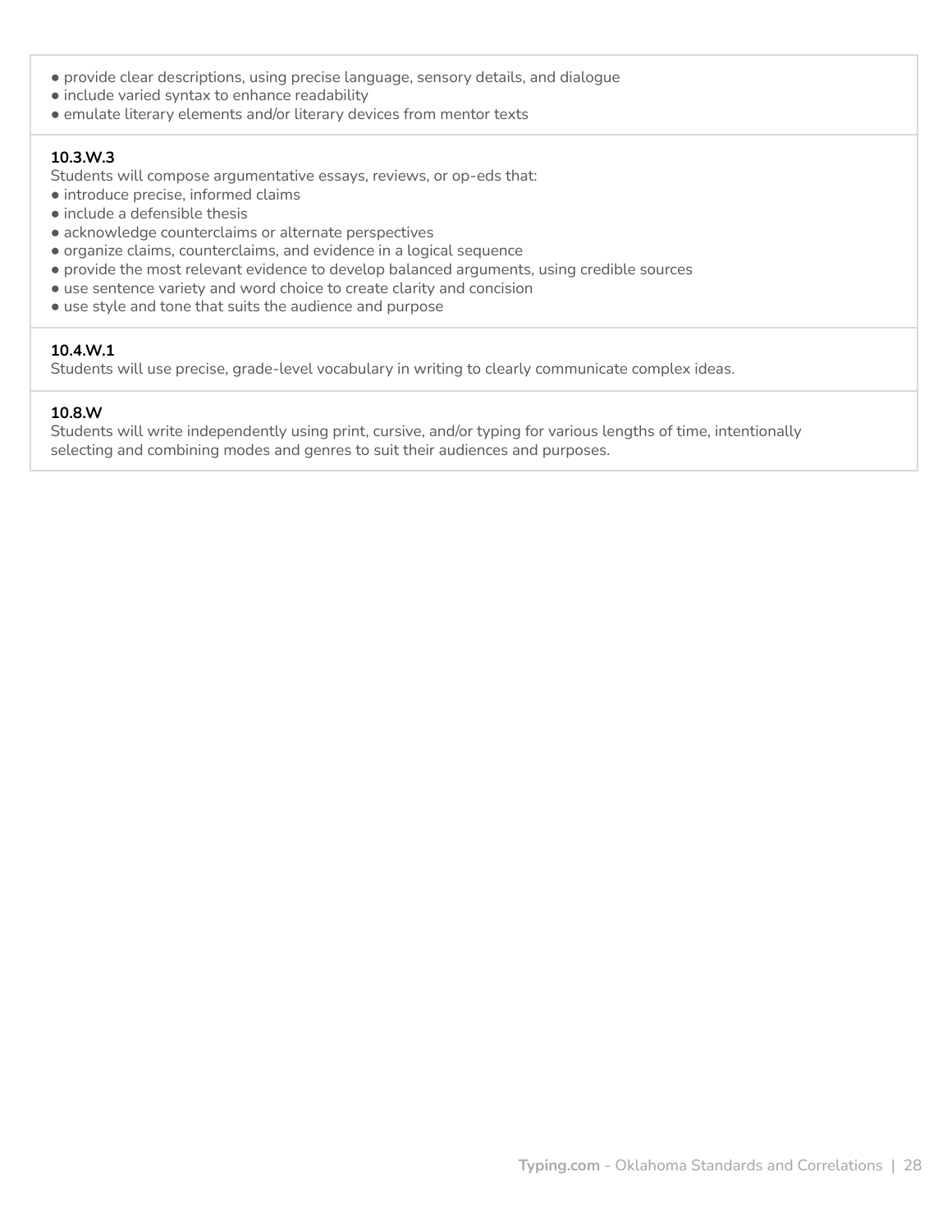- provide clear descriptions, using precise language, sensory details, and dialogue
- include varied syntax to enhance readability
- emulate literary elements and/or literary devices from mentor texts

**10.3.W.3**
Students will compose argumentative essays, reviews, or op-eds that:
- introduce precise, informed claims
- include a defensible thesis
- acknowledge counterclaims or alternate perspectives
- organize claims, counterclaims, and evidence in a logical sequence
- provide the most relevant evidence to develop balanced arguments, using credible sources
- use sentence variety and word choice to create clarity and concision
- use style and tone that suits the audience and purpose

**10.4.W.1**
Students will use precise, grade-level vocabulary in writing to clearly communicate complex ideas.

**10.8.W**
Students will write independently using print, cursive, and/or typing for various lengths of time, intentionally selecting and combining modes and genres to suit their audiences and purposes.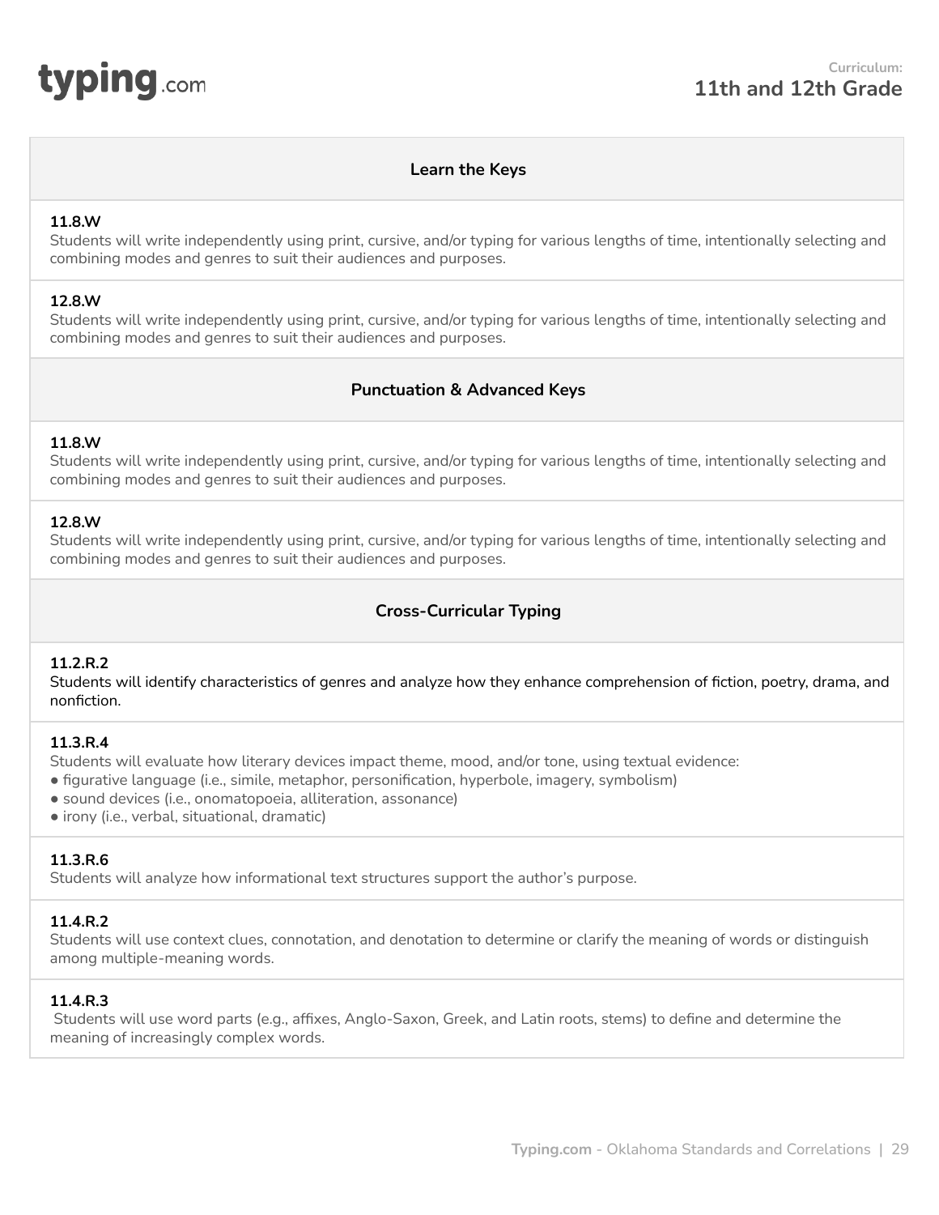**Curriculum:**
## 11th and 12th Grade

### Learn the Keys

**11.8.W**
Students will write independently using print, cursive, and/or typing for various lengths of time, intentionally selecting and combining modes and genres to suit their audiences and purposes.

**12.8.W**
Students will write independently using print, cursive, and/or typing for various lengths of time, intentionally selecting and combining modes and genres to suit their audiences and purposes.

### Punctuation & Advanced Keys

**11.8.W**
Students will write independently using print, cursive, and/or typing for various lengths of time, intentionally selecting and combining modes and genres to suit their audiences and purposes.

**12.8.W**
Students will write independently using print, cursive, and/or typing for various lengths of time, intentionally selecting and combining modes and genres to suit their audiences and purposes.

### Cross-Curricular Typing

**11.2.R.2**
Students will identify characteristics of genres and analyze how they enhance comprehension of fiction, poetry, drama, and nonfiction.

**11.3.R.4**
Students will evaluate how literary devices impact theme, mood, and/or tone, using textual evidence:
- figurative language (i.e., simile, metaphor, personification, hyperbole, imagery, symbolism)
- sound devices (i.e., onomatopoeia, alliteration, assonance)
- irony (i.e., verbal, situational, dramatic)

**11.3.R.6**
Students will analyze how informational text structures support the author's purpose.

**11.4.R.2**
Students will use context clues, connotation, and denotation to determine or clarify the meaning of words or distinguish among multiple-meaning words.

**11.4.R.3**
Students will use word parts (e.g., affixes, Anglo-Saxon, Greek, and Latin roots, stems) to define and determine the meaning of increasingly complex words.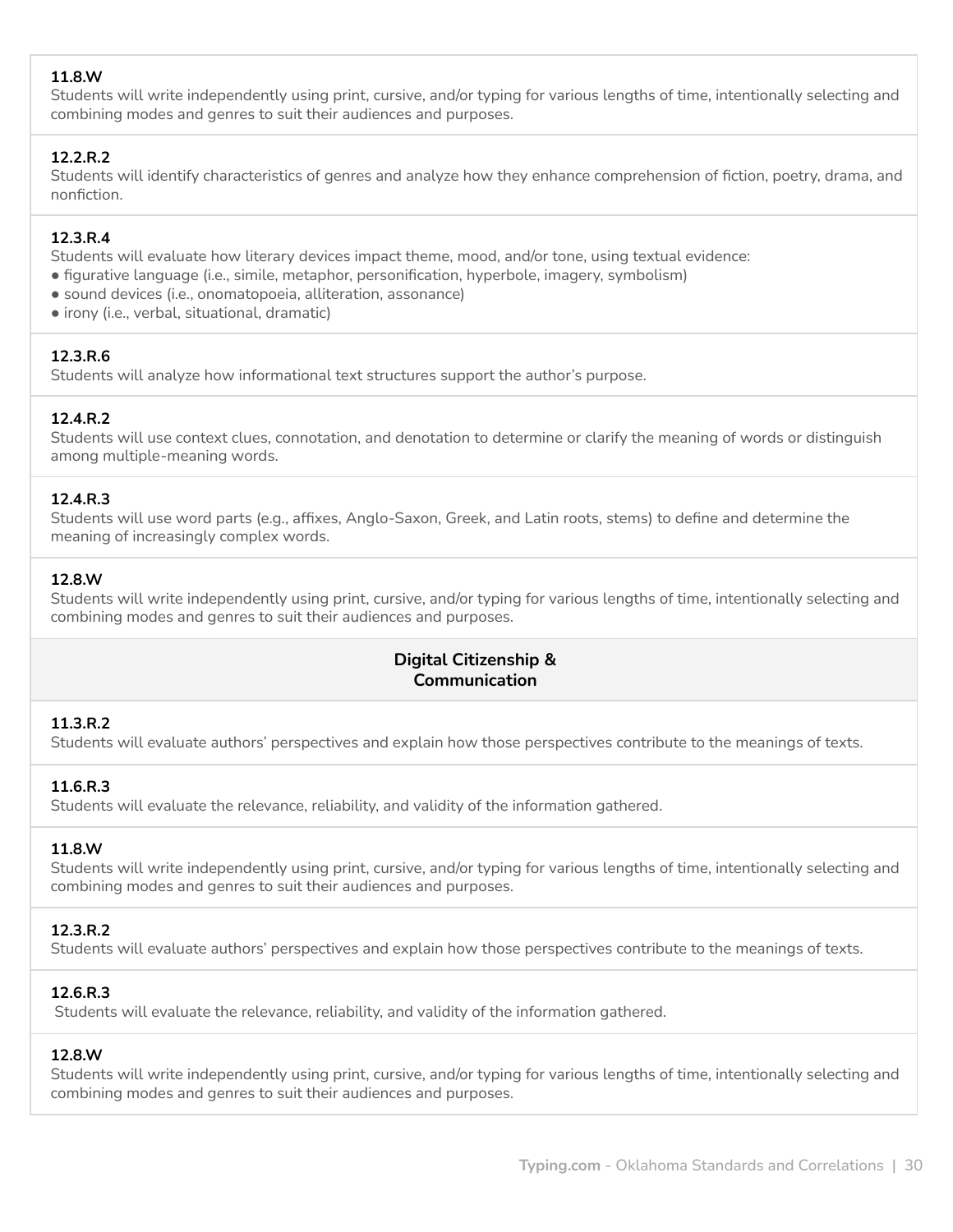**11.8.W**
Students will write independently using print, cursive, and/or typing for various lengths of time, intentionally selecting and combining modes and genres to suit their audiences and purposes.

**12.2.R.2**
Students will identify characteristics of genres and analyze how they enhance comprehension of fiction, poetry, drama, and nonfiction.

**12.3.R.4**
Students will evaluate how literary devices impact theme, mood, and/or tone, using textual evidence:

- figurative language (i.e., simile, metaphor, personification, hyperbole, imagery, symbolism)
- sound devices (i.e., onomatopoeia, alliteration, assonance)
- irony (i.e., verbal, situational, dramatic)

**12.3.R.6**
Students will analyze how informational text structures support the author's purpose.

**12.4.R.2**
Students will use context clues, connotation, and denotation to determine or clarify the meaning of words or distinguish among multiple-meaning words.

**12.4.R.3**
Students will use word parts (e.g., affixes, Anglo-Saxon, Greek, and Latin roots, stems) to define and determine the meaning of increasingly complex words.

**12.8.W**
Students will write independently using print, cursive, and/or typing for various lengths of time, intentionally selecting and combining modes and genres to suit their audiences and purposes.

## Digital Citizenship & Communication

**11.3.R.2**
Students will evaluate authors' perspectives and explain how those perspectives contribute to the meanings of texts.

**11.6.R.3**
Students will evaluate the relevance, reliability, and validity of the information gathered.

**11.8.W**
Students will write independently using print, cursive, and/or typing for various lengths of time, intentionally selecting and combining modes and genres to suit their audiences and purposes.

**12.3.R.2**
Students will evaluate authors' perspectives and explain how those perspectives contribute to the meanings of texts.

**12.6.R.3**
Students will evaluate the relevance, reliability, and validity of the information gathered.

**12.8.W**
Students will write independently using print, cursive, and/or typing for various lengths of time, intentionally selecting and combining modes and genres to suit their audiences and purposes.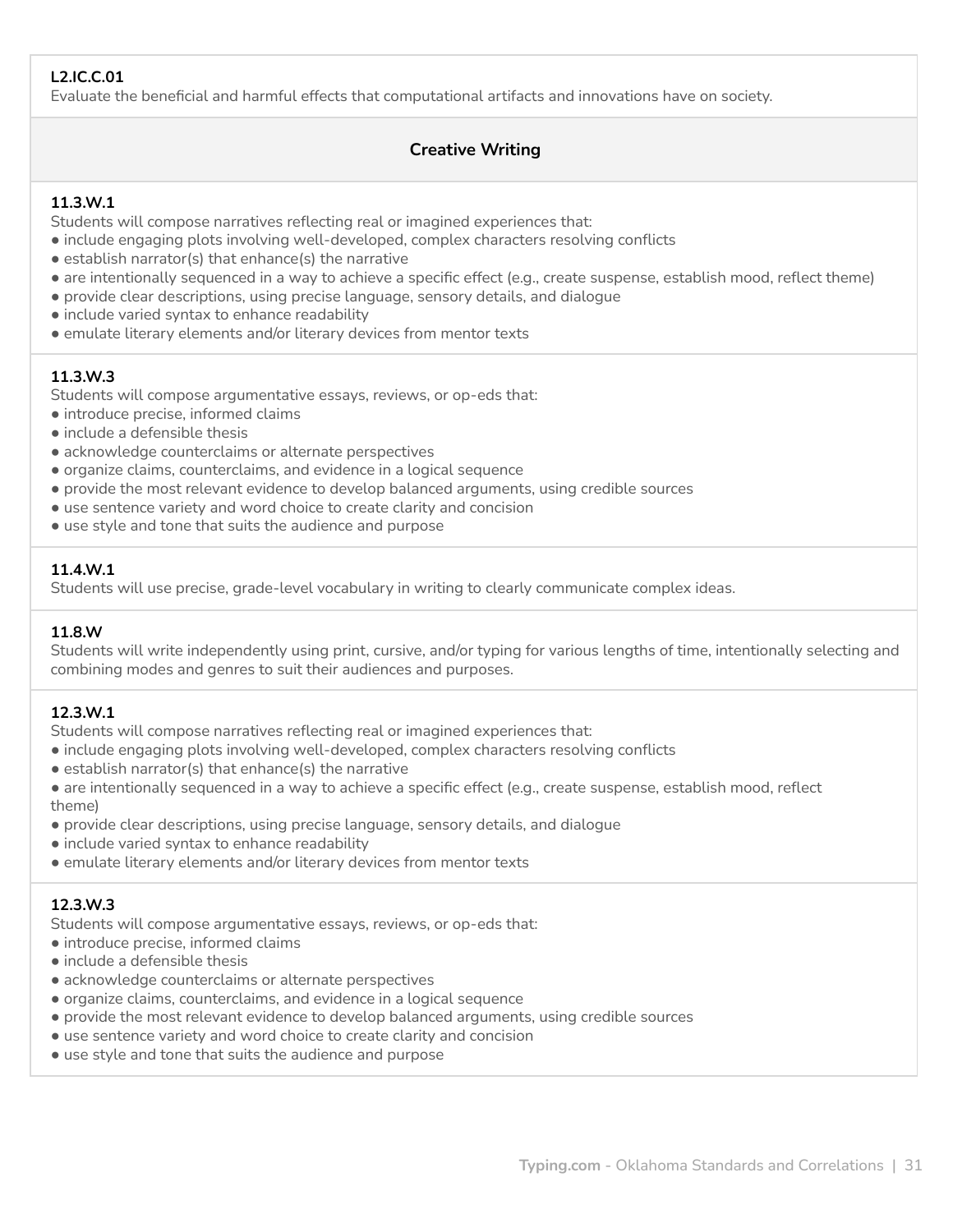**L2.IC.C.01**
Evaluate the beneficial and harmful effects that computational artifacts and innovations have on society.

### Creative Writing

**11.3.W.1**
Students will compose narratives reflecting real or imagined experiences that:
- include engaging plots involving well-developed, complex characters resolving conflicts
- establish narrator(s) that enhance(s) the narrative
- are intentionally sequenced in a way to achieve a specific effect (e.g., create suspense, establish mood, reflect theme)
- provide clear descriptions, using precise language, sensory details, and dialogue
- include varied syntax to enhance readability
- emulate literary elements and/or literary devices from mentor texts

**11.3.W.3**
Students will compose argumentative essays, reviews, or op-eds that:
- introduce precise, informed claims
- include a defensible thesis
- acknowledge counterclaims or alternate perspectives
- organize claims, counterclaims, and evidence in a logical sequence
- provide the most relevant evidence to develop balanced arguments, using credible sources
- use sentence variety and word choice to create clarity and concision
- use style and tone that suits the audience and purpose

**11.4.W.1**
Students will use precise, grade-level vocabulary in writing to clearly communicate complex ideas.

**11.8.W**
Students will write independently using print, cursive, and/or typing for various lengths of time, intentionally selecting and combining modes and genres to suit their audiences and purposes.

**12.3.W.1**
Students will compose narratives reflecting real or imagined experiences that:
- include engaging plots involving well-developed, complex characters resolving conflicts
- establish narrator(s) that enhance(s) the narrative
- are intentionally sequenced in a way to achieve a specific effect (e.g., create suspense, establish mood, reflect theme)
- provide clear descriptions, using precise language, sensory details, and dialogue
- include varied syntax to enhance readability
- emulate literary elements and/or literary devices from mentor texts

**12.3.W.3**
Students will compose argumentative essays, reviews, or op-eds that:
- introduce precise, informed claims
- include a defensible thesis
- acknowledge counterclaims or alternate perspectives
- organize claims, counterclaims, and evidence in a logical sequence
- provide the most relevant evidence to develop balanced arguments, using credible sources
- use sentence variety and word choice to create clarity and concision
- use style and tone that suits the audience and purpose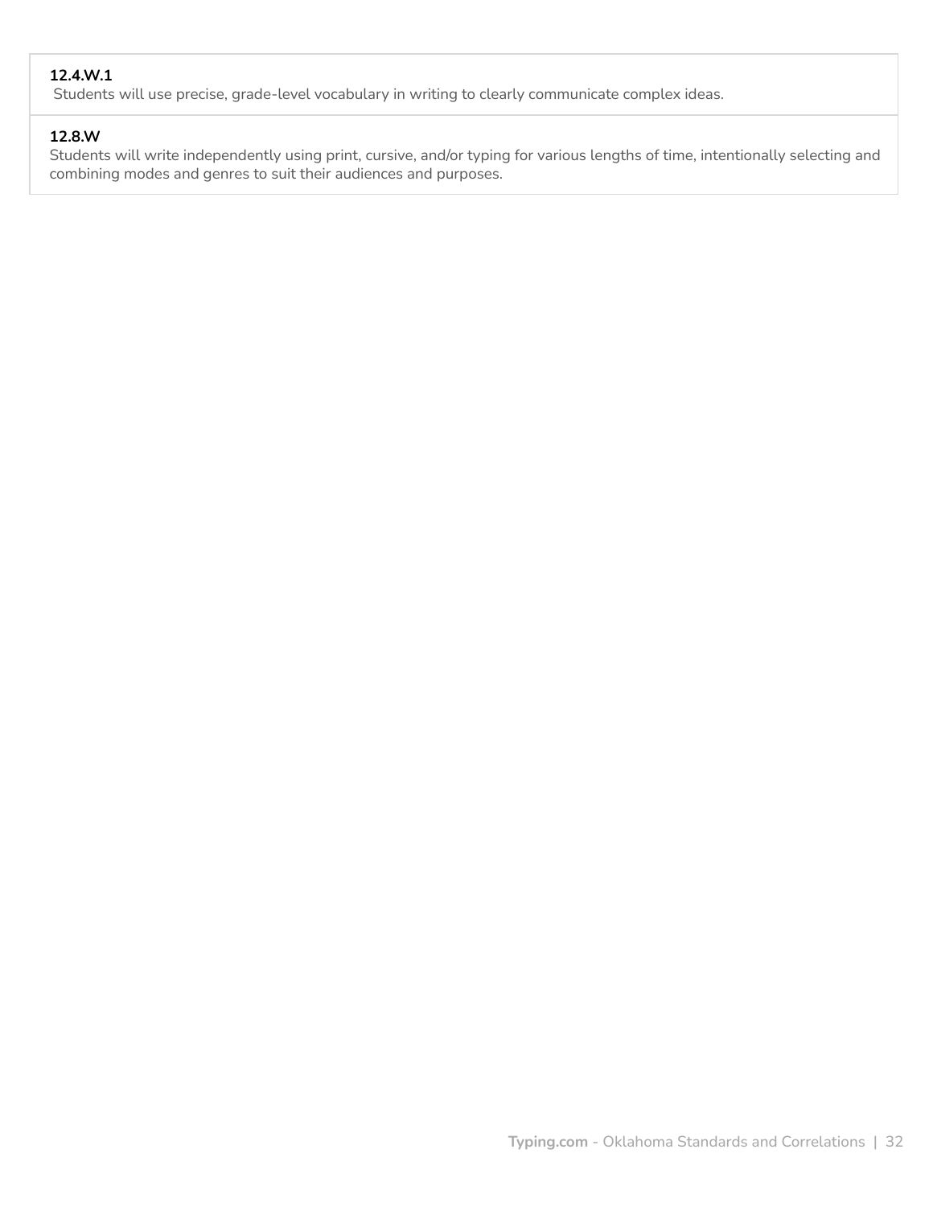**12.4.W.1**
Students will use precise, grade-level vocabulary in writing to clearly communicate complex ideas.

**12.8.W**
Students will write independently using print, cursive, and/or typing for various lengths of time, intentionally selecting and combining modes and genres to suit their audiences and purposes.